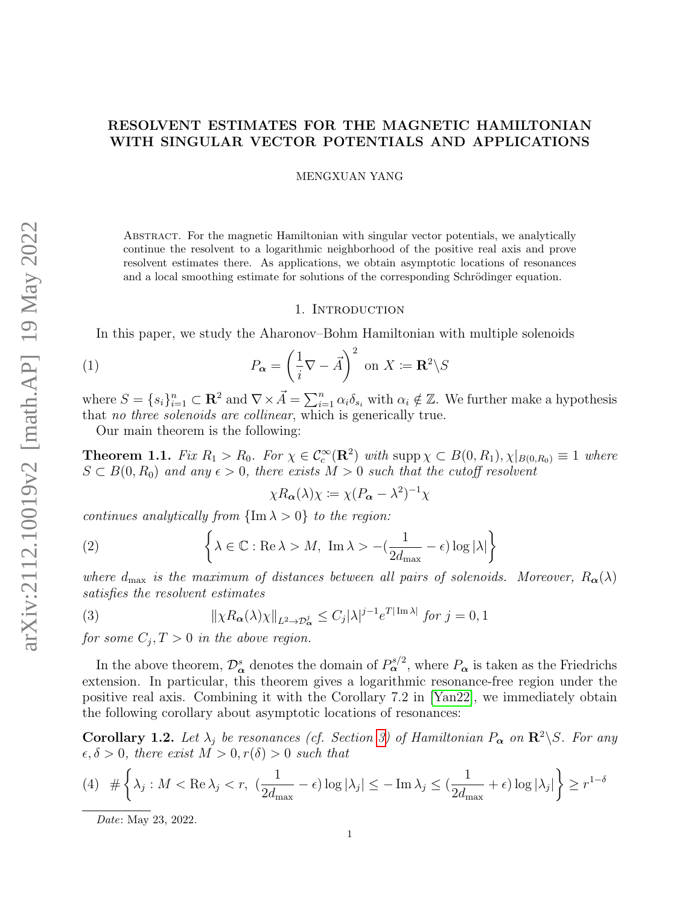# RESOLVENT ESTIMATES FOR THE MAGNETIC HAMILTONIAN WITH SINGULAR VECTOR POTENTIALS AND APPLICATIONS

MENGXUAN YANG

Abstract. For the magnetic Hamiltonian with singular vector potentials, we analytically continue the resolvent to a logarithmic neighborhood of the positive real axis and prove resolvent estimates there. As applications, we obtain asymptotic locations of resonances and a local smoothing estimate for solutions of the corresponding Schrödinger equation.

## 1. Introduction

In this paper, we study the Aharonov–Bohm Hamiltonian with multiple solenoids

$$P_{\boldsymbol{\alpha}} = \left(\frac{1}{i}\nabla - \vec{A}\right)^2 \text{ on } X \coloneqq \mathbf{R}^2\backslash S \tag{1}$$

where $S = \{s_i\}_{i=1}^n \subset \mathbf{R}^2$ and $\nabla \times \vec{A} = \sum_{i=1}^n \alpha_i \delta_{s_i}$ with $\alpha_i \notin \mathbb{Z}$. We further make a hypothesis that *no three solenoids are collinear*, which is generically true.

Our main theorem is the following:

**Theorem 1.1.** *Fix $R_1 > R_0$. For $\chi \in \mathcal{C}_c^\infty(\mathbf{R}^2)$ with $\operatorname{supp}\chi \subset B(0, R_1)$, $\chi|_{B(0,R_0)} \equiv 1$ where $S \subset B(0, R_0)$ and any $\epsilon > 0$, there exists $M > 0$ such that the cutoff resolvent*

$$\chi R_{\boldsymbol{\alpha}}(\lambda)\chi \coloneqq \chi(P_{\boldsymbol{\alpha}} - \lambda^2)^{-1}\chi$$

*continues analytically from $\{\operatorname{Im}\lambda > 0\}$ to the region:*

$$\left\{\lambda \in \mathbb{C} : \operatorname{Re}\lambda > M,\ \operatorname{Im}\lambda > -(\frac{1}{2d_{\max}} - \epsilon)\log|\lambda|\right\} \tag{2}$$

*where $d_{\max}$ is the maximum of distances between all pairs of solenoids. Moreover, $R_{\boldsymbol{\alpha}}(\lambda)$ satisfies the resolvent estimates*

$$\|\chi R_{\boldsymbol{\alpha}}(\lambda)\chi\|_{L^2\to\mathcal{D}^j_{\boldsymbol{\alpha}}} \leq C_j|\lambda|^{j-1}e^{T|\operatorname{Im}\lambda|} \text{ for } j = 0, 1 \tag{3}$$

*for some $C_j, T > 0$ in the above region.*

In the above theorem, $\mathcal{D}^s_{\boldsymbol{\alpha}}$ denotes the domain of $P_{\boldsymbol{\alpha}}^{s/2}$, where $P_{\boldsymbol{\alpha}}$ is taken as the Friedrichs extension. In particular, this theorem gives a logarithmic resonance-free region under the positive real axis. Combining it with the Corollary 7.2 in [Yan22], we immediately obtain the following corollary about asymptotic locations of resonances:

**Corollary 1.2.** *Let $\lambda_j$ be resonances (cf. Section 3) of Hamiltonian $P_{\boldsymbol{\alpha}}$ on $\mathbf{R}^2\backslash S$. For any $\epsilon, \delta > 0$, there exist $M > 0, r(\delta) > 0$ such that*

$$\#\left\{\lambda_j : M < \operatorname{Re}\lambda_j < r,\ (\frac{1}{2d_{\max}} - \epsilon)\log|\lambda_j| \leq -\operatorname{Im}\lambda_j \leq (\frac{1}{2d_{\max}} + \epsilon)\log|\lambda_j|\right\} \geq r^{1-\delta} \tag{4}$$

*Date*: May 23, 2022.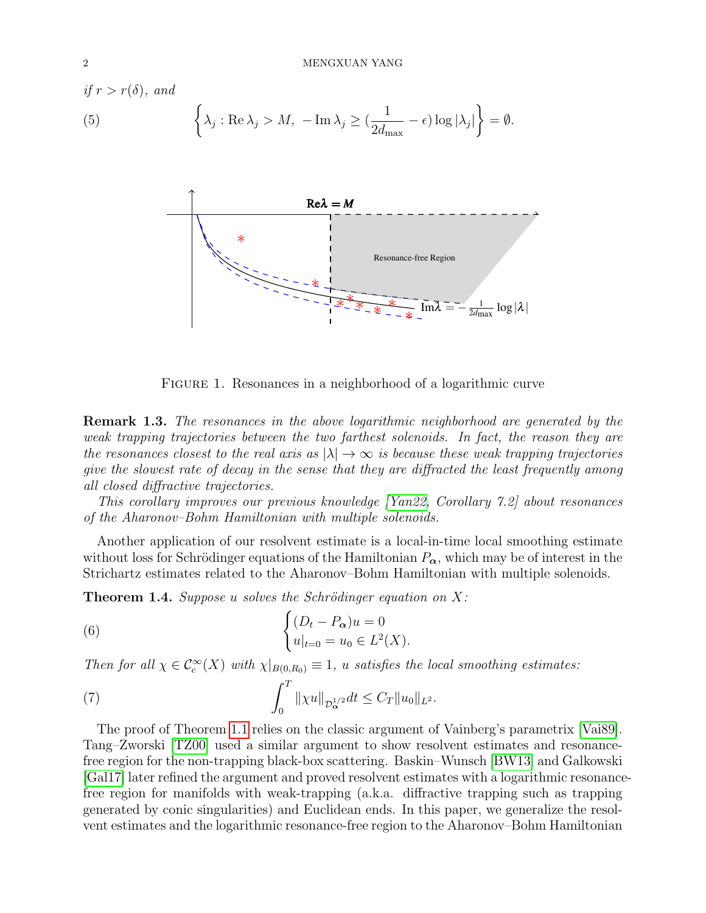*if* $r > r(\delta)$, *and*

$$\left\{ \lambda_j : \operatorname{Re} \lambda_j > M,\ -\operatorname{Im} \lambda_j \geq \left(\frac{1}{2d_{\max}} - \epsilon\right) \log |\lambda_j| \right\} = \emptyset. \tag{5}$$

FIGURE 1. Resonances in a neighborhood of a logarithmic curve

**Remark 1.3.** *The resonances in the above logarithmic neighborhood are generated by the weak trapping trajectories between the two farthest solenoids. In fact, the reason they are the resonances closest to the real axis as* $|\lambda| \to \infty$ *is because these weak trapping trajectories give the slowest rate of decay in the sense that they are diffracted the least frequently among all closed diffractive trajectories.*

*This corollary improves our previous knowledge [Yan22, Corollary 7.2] about resonances of the Aharonov–Bohm Hamiltonian with multiple solenoids.*

Another application of our resolvent estimate is a local-in-time local smoothing estimate without loss for Schrödinger equations of the Hamiltonian $P_{\boldsymbol{\alpha}}$, which may be of interest in the Strichartz estimates related to the Aharonov–Bohm Hamiltonian with multiple solenoids.

**Theorem 1.4.** *Suppose* $u$ *solves the Schrödinger equation on* $X$*:*

$$\begin{cases} (D_t - P_{\boldsymbol{\alpha}})u = 0 \\ u|_{t=0} = u_0 \in L^2(X). \end{cases} \tag{6}$$

*Then for all* $\chi \in \mathcal{C}_c^\infty(X)$ *with* $\chi|_{B(0,R_0)} \equiv 1$*,* $u$ *satisfies the local smoothing estimates:*

$$\int_0^T \|\chi u\|_{\mathcal{D}_{\boldsymbol{\alpha}}^{1/2}} dt \leq C_T \|u_0\|_{L^2}. \tag{7}$$

The proof of Theorem 1.1 relies on the classic argument of Vainberg's parametrix [Vai89]. Tang–Zworski [TZ00] used a similar argument to show resolvent estimates and resonance-free region for the non-trapping black-box scattering. Baskin–Wunsch [BW13] and Galkowski [Gal17] later refined the argument and proved resolvent estimates with a logarithmic resonance-free region for manifolds with weak-trapping (a.k.a. diffractive trapping such as trapping generated by conic singularities) and Euclidean ends. In this paper, we generalize the resolvent estimates and the logarithmic resonance-free region to the Aharonov–Bohm Hamiltonian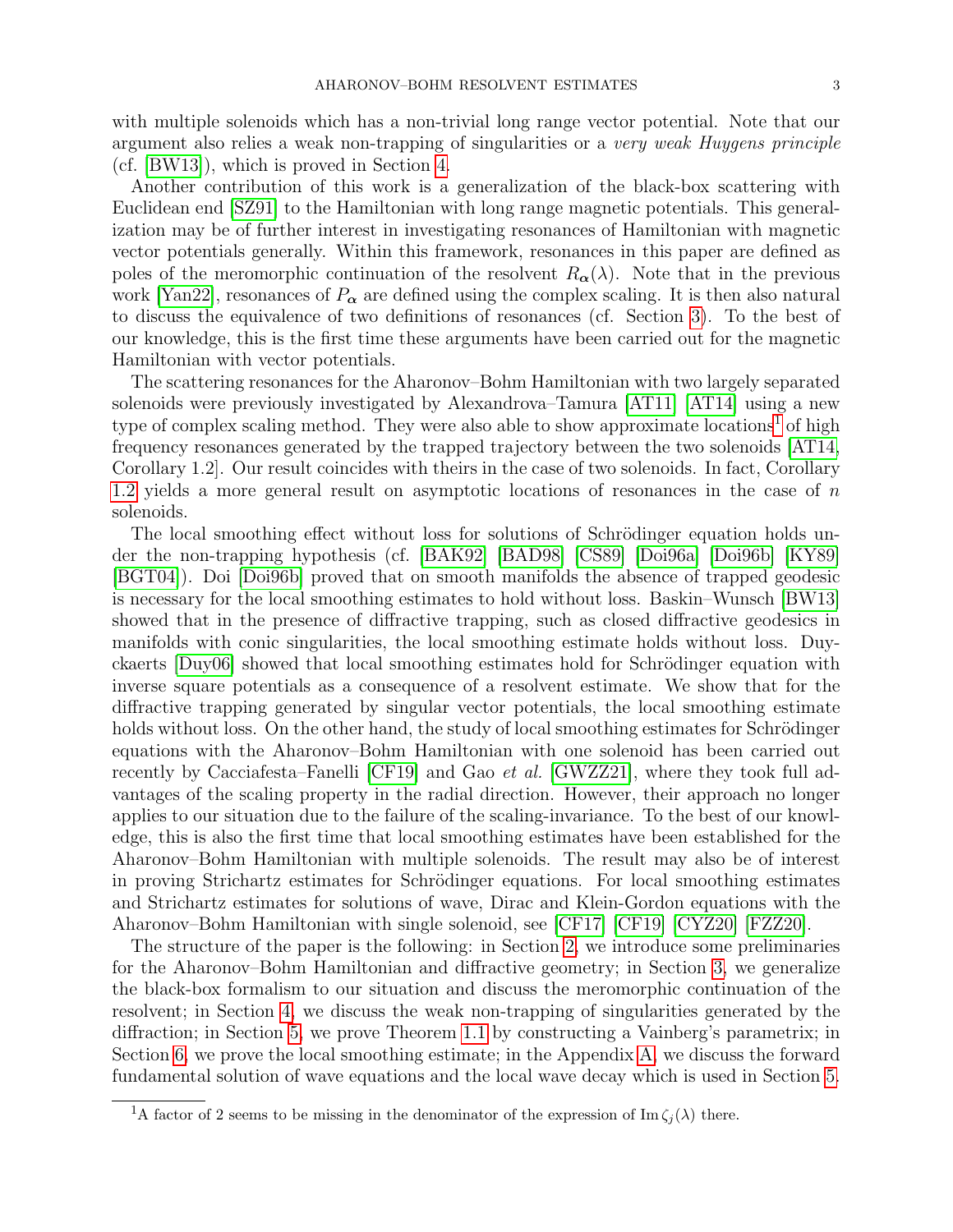with multiple solenoids which has a non-trivial long range vector potential. Note that our argument also relies a weak non-trapping of singularities or a *very weak Huygens principle* (cf. [BW13]), which is proved in Section 4.

Another contribution of this work is a generalization of the black-box scattering with Euclidean end [SZ91] to the Hamiltonian with long range magnetic potentials. This generalization may be of further interest in investigating resonances of Hamiltonian with magnetic vector potentials generally. Within this framework, resonances in this paper are defined as poles of the meromorphic continuation of the resolvent $R_{\boldsymbol{\alpha}}(\lambda)$. Note that in the previous work [Yan22], resonances of $P_{\boldsymbol{\alpha}}$ are defined using the complex scaling. It is then also natural to discuss the equivalence of two definitions of resonances (cf. Section 3). To the best of our knowledge, this is the first time these arguments have been carried out for the magnetic Hamiltonian with vector potentials.

The scattering resonances for the Aharonov–Bohm Hamiltonian with two largely separated solenoids were previously investigated by Alexandrova–Tamura [AT11] [AT14] using a new type of complex scaling method. They were also able to show approximate locations[1] of high frequency resonances generated by the trapped trajectory between the two solenoids [AT14, Corollary 1.2]. Our result coincides with theirs in the case of two solenoids. In fact, Corollary 1.2 yields a more general result on asymptotic locations of resonances in the case of $n$ solenoids.

The local smoothing effect without loss for solutions of Schrödinger equation holds under the non-trapping hypothesis (cf. [BAK92] [BAD98] [CS89] [Doi96a] [Doi96b] [KY89] [BGT04]). Doi [Doi96b] proved that on smooth manifolds the absence of trapped geodesic is necessary for the local smoothing estimates to hold without loss. Baskin–Wunsch [BW13] showed that in the presence of diffractive trapping, such as closed diffractive geodesics in manifolds with conic singularities, the local smoothing estimate holds without loss. Duyckaerts [Duy06] showed that local smoothing estimates hold for Schrödinger equation with inverse square potentials as a consequence of a resolvent estimate. We show that for the diffractive trapping generated by singular vector potentials, the local smoothing estimate holds without loss. On the other hand, the study of local smoothing estimates for Schrödinger equations with the Aharonov–Bohm Hamiltonian with one solenoid has been carried out recently by Cacciafesta–Fanelli [CF19] and Gao *et al.* [GWZZ21], where they took full advantages of the scaling property in the radial direction. However, their approach no longer applies to our situation due to the failure of the scaling-invariance. To the best of our knowledge, this is also the first time that local smoothing estimates have been established for the Aharonov–Bohm Hamiltonian with multiple solenoids. The result may also be of interest in proving Strichartz estimates for Schrödinger equations. For local smoothing estimates and Strichartz estimates for solutions of wave, Dirac and Klein-Gordon equations with the Aharonov–Bohm Hamiltonian with single solenoid, see [CF17] [CF19] [CYZ20] [FZZ20].

The structure of the paper is the following: in Section 2, we introduce some preliminaries for the Aharonov–Bohm Hamiltonian and diffractive geometry; in Section 3, we generalize the black-box formalism to our situation and discuss the meromorphic continuation of the resolvent; in Section 4, we discuss the weak non-trapping of singularities generated by the diffraction; in Section 5, we prove Theorem 1.1 by constructing a Vainberg's parametrix; in Section 6, we prove the local smoothing estimate; in the Appendix A, we discuss the forward fundamental solution of wave equations and the local wave decay which is used in Section 5.

[1] A factor of 2 seems to be missing in the denominator of the expression of $\operatorname{Im} \zeta_j(\lambda)$ there.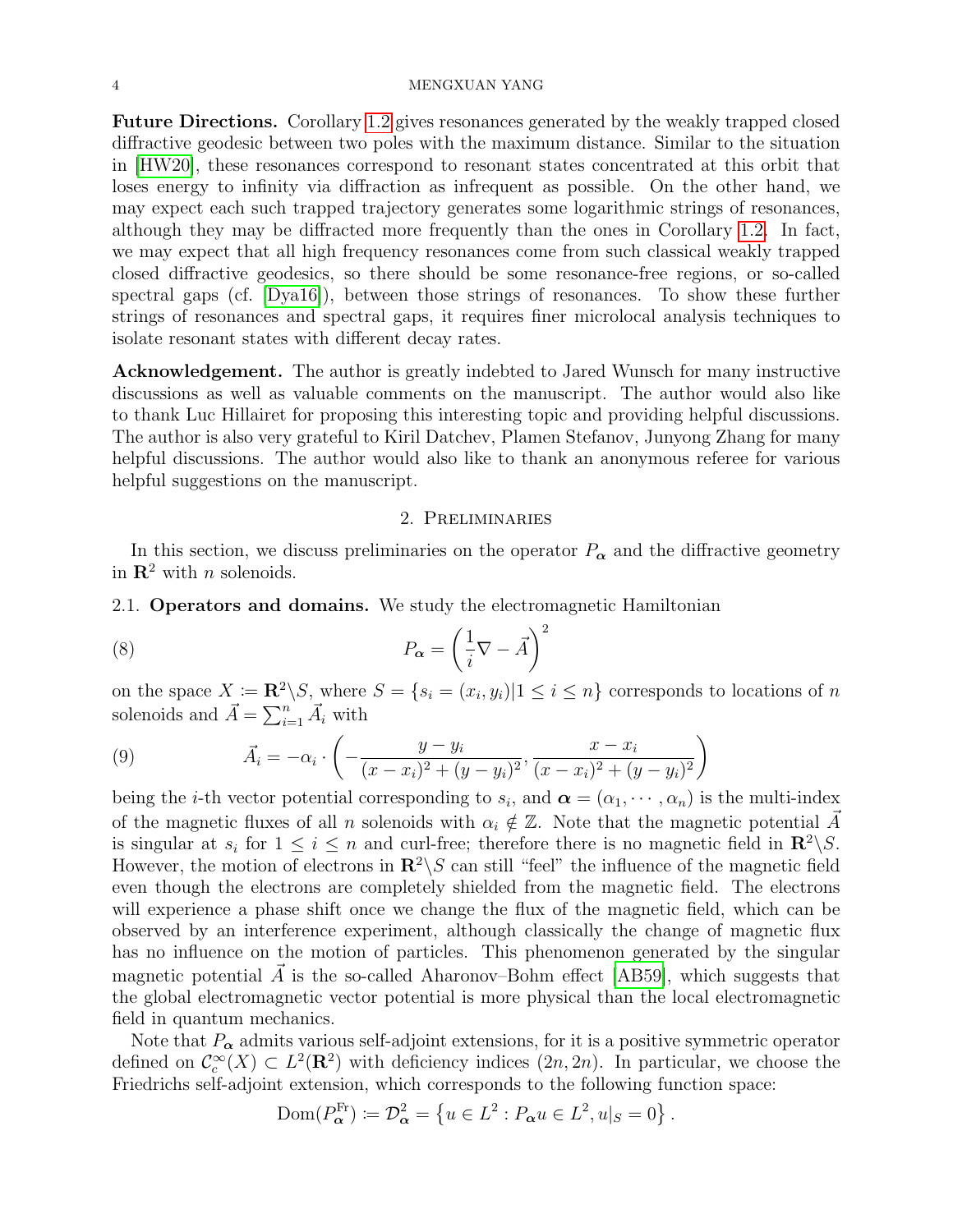**Future Directions.** Corollary 1.2 gives resonances generated by the weakly trapped closed diffractive geodesic between two poles with the maximum distance. Similar to the situation in [HW20], these resonances correspond to resonant states concentrated at this orbit that loses energy to infinity via diffraction as infrequent as possible. On the other hand, we may expect each such trapped trajectory generates some logarithmic strings of resonances, although they may be diffracted more frequently than the ones in Corollary 1.2. In fact, we may expect that all high frequency resonances come from such classical weakly trapped closed diffractive geodesics, so there should be some resonance-free regions, or so-called spectral gaps (cf. [Dya16]), between those strings of resonances. To show these further strings of resonances and spectral gaps, it requires finer microlocal analysis techniques to isolate resonant states with different decay rates.

**Acknowledgement.** The author is greatly indebted to Jared Wunsch for many instructive discussions as well as valuable comments on the manuscript. The author would also like to thank Luc Hillairet for proposing this interesting topic and providing helpful discussions. The author is also very grateful to Kiril Datchev, Plamen Stefanov, Junyong Zhang for many helpful discussions. The author would also like to thank an anonymous referee for various helpful suggestions on the manuscript.

## 2. Preliminaries

In this section, we discuss preliminaries on the operator $P_{\boldsymbol{\alpha}}$ and the diffractive geometry in $\mathbf{R}^2$ with $n$ solenoids.

### 2.1. Operators and domains.

We study the electromagnetic Hamiltonian

$$P_{\boldsymbol{\alpha}} = \left(\frac{1}{i}\nabla - \vec{A}\right)^2 \tag{8}$$

on the space $X := \mathbf{R}^2\backslash S$, where $S = \{s_i = (x_i, y_i) | 1 \leq i \leq n\}$ corresponds to locations of $n$ solenoids and $\vec{A} = \sum_{i=1}^n \vec{A}_i$ with

$$\vec{A}_i = -\alpha_i \cdot \left(-\frac{y - y_i}{(x-x_i)^2 + (y-y_i)^2}, \frac{x - x_i}{(x-x_i)^2 + (y-y_i)^2}\right) \tag{9}$$

being the $i$-th vector potential corresponding to $s_i$, and $\boldsymbol{\alpha} = (\alpha_1, \cdots, \alpha_n)$ is the multi-index of the magnetic fluxes of all $n$ solenoids with $\alpha_i \notin \mathbb{Z}$. Note that the magnetic potential $\vec{A}$ is singular at $s_i$ for $1 \leq i \leq n$ and curl-free; therefore there is no magnetic field in $\mathbf{R}^2\backslash S$. However, the motion of electrons in $\mathbf{R}^2\backslash S$ can still "feel" the influence of the magnetic field even though the electrons are completely shielded from the magnetic field. The electrons will experience a phase shift once we change the flux of the magnetic field, which can be observed by an interference experiment, although classically the change of magnetic flux has no influence on the motion of particles. This phenomenon generated by the singular magnetic potential $\vec{A}$ is the so-called Aharonov–Bohm effect [AB59], which suggests that the global electromagnetic vector potential is more physical than the local electromagnetic field in quantum mechanics.

Note that $P_{\boldsymbol{\alpha}}$ admits various self-adjoint extensions, for it is a positive symmetric operator defined on $\mathcal{C}_c^\infty(X) \subset L^2(\mathbf{R}^2)$ with deficiency indices $(2n, 2n)$. In particular, we choose the Friedrichs self-adjoint extension, which corresponds to the following function space:

$$\mathrm{Dom}(P_{\boldsymbol{\alpha}}^{\mathrm{Fr}}) := \mathcal{D}_{\boldsymbol{\alpha}}^2 = \left\{u \in L^2 : P_{\boldsymbol{\alpha}} u \in L^2, u|_S = 0\right\}.$$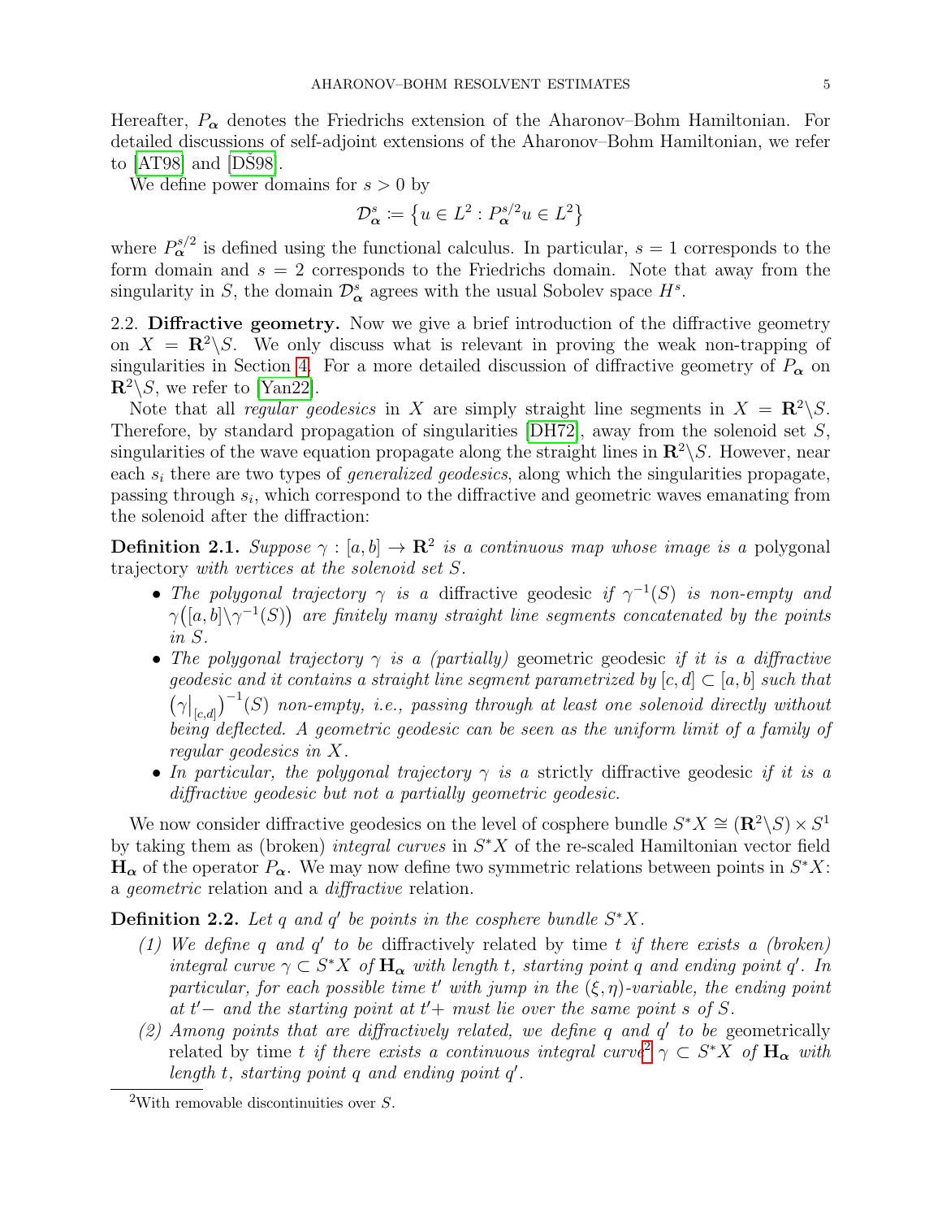Hereafter, $P_{\boldsymbol{\alpha}}$ denotes the Friedrichs extension of the Aharonov–Bohm Hamiltonian. For detailed discussions of self-adjoint extensions of the Aharonov–Bohm Hamiltonian, we refer to [AT98] and [DŠ98].

We define power domains for $s > 0$ by

$$\mathcal{D}_{\boldsymbol{\alpha}}^s := \left\{ u \in L^2 : P_{\boldsymbol{\alpha}}^{s/2} u \in L^2 \right\}$$

where $P_{\boldsymbol{\alpha}}^{s/2}$ is defined using the functional calculus. In particular, $s = 1$ corresponds to the form domain and $s = 2$ corresponds to the Friedrichs domain. Note that away from the singularity in $S$, the domain $\mathcal{D}_{\boldsymbol{\alpha}}^s$ agrees with the usual Sobolev space $H^s$.

## 2.2. Diffractive geometry.

Now we give a brief introduction of the diffractive geometry on $X = \mathbf{R}^2 \backslash S$. We only discuss what is relevant in proving the weak non-trapping of singularities in Section 4. For a more detailed discussion of diffractive geometry of $P_{\boldsymbol{\alpha}}$ on $\mathbf{R}^2 \backslash S$, we refer to [Yan22].

Note that all *regular geodesics* in $X$ are simply straight line segments in $X = \mathbf{R}^2 \backslash S$. Therefore, by standard propagation of singularities [DH72], away from the solenoid set $S$, singularities of the wave equation propagate along the straight lines in $\mathbf{R}^2 \backslash S$. However, near each $s_i$ there are two types of *generalized geodesics*, along which the singularities propagate, passing through $s_i$, which correspond to the diffractive and geometric waves emanating from the solenoid after the diffraction:

**Definition 2.1.** *Suppose $\gamma : [a, b] \to \mathbf{R}^2$ is a continuous map whose image is a* polygonal trajectory *with vertices at the solenoid set $S$.*

- *The polygonal trajectory $\gamma$ is a* diffractive geodesic *if $\gamma^{-1}(S)$ is non-empty and $\gamma\big([a, b] \backslash \gamma^{-1}(S)\big)$ are finitely many straight line segments concatenated by the points in $S$.*
- *The polygonal trajectory $\gamma$ is a (partially)* geometric geodesic *if it is a diffractive geodesic and it contains a straight line segment parametrized by $[c, d] \subset [a, b]$ such that $\left(\gamma\big|_{[c,d]}\right)^{-1}(S)$ non-empty, i.e., passing through at least one solenoid directly without being deflected. A geometric geodesic can be seen as the uniform limit of a family of regular geodesics in $X$.*
- *In particular, the polygonal trajectory $\gamma$ is a* strictly diffractive geodesic *if it is a diffractive geodesic but not a partially geometric geodesic.*

We now consider diffractive geodesics on the level of cosphere bundle $S^*X \cong (\mathbf{R}^2 \backslash S) \times S^1$ by taking them as (broken) *integral curves* in $S^*X$ of the re-scaled Hamiltonian vector field $\mathbf{H}_{\boldsymbol{\alpha}}$ of the operator $P_{\boldsymbol{\alpha}}$. We may now define two symmetric relations between points in $S^*X$: a *geometric* relation and a *diffractive* relation.

**Definition 2.2.** *Let $q$ and $q'$ be points in the cosphere bundle $S^*X$.*

1. *We define $q$ and $q'$ to be* diffractively related *by time $t$ if there exists a (broken) integral curve $\gamma \subset S^*X$ of $\mathbf{H}_{\boldsymbol{\alpha}}$ with length $t$, starting point $q$ and ending point $q'$. In particular, for each possible time $t'$ with jump in the $(\xi, \eta)$-variable, the ending point at $t'-$ and the starting point at $t'+$ must lie over the same point $s$ of $S$.*
2. *Among points that are diffractively related, we define $q$ and $q'$ to be* geometrically related *by time $t$ if there exists a continuous integral curve[2] $\gamma \subset S^*X$ of $\mathbf{H}_{\boldsymbol{\alpha}}$ with length $t$, starting point $q$ and ending point $q'$.*

[2] With removable discontinuities over $S$.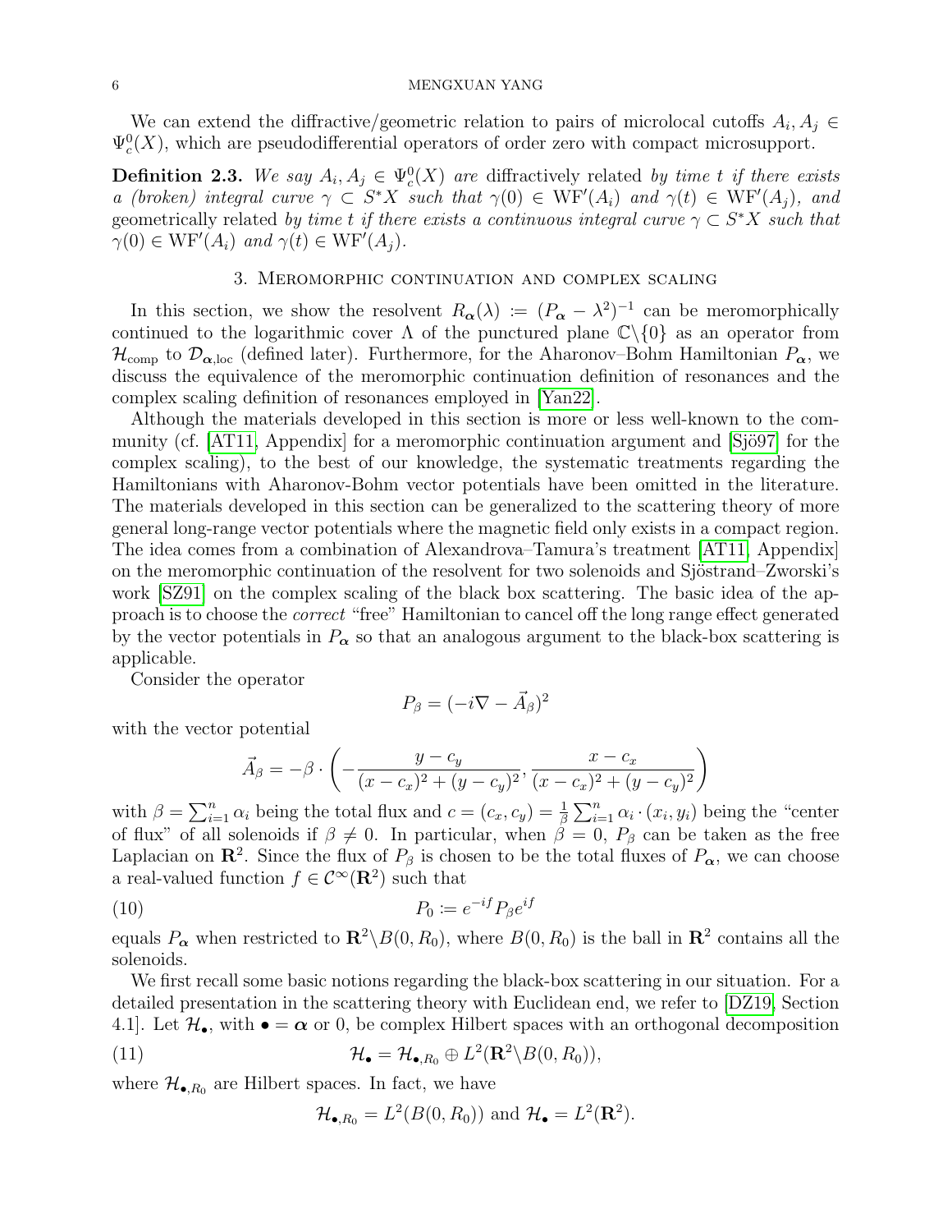We can extend the diffractive/geometric relation to pairs of microlocal cutoffs $A_i, A_j \in \Psi^0_c(X)$, which are pseudodifferential operators of order zero with compact microsupport.

**Definition 2.3.** *We say $A_i, A_j \in \Psi^0_c(X)$ are* diffractively related *by time $t$ if there exists a (broken) integral curve $\gamma \subset S^*X$ such that $\gamma(0) \in \mathrm{WF}'(A_i)$ and $\gamma(t) \in \mathrm{WF}'(A_j)$, and* geometrically related *by time $t$ if there exists a continuous integral curve $\gamma \subset S^*X$ such that $\gamma(0) \in \mathrm{WF}'(A_i)$ and $\gamma(t) \in \mathrm{WF}'(A_j)$.*

## 3. Meromorphic continuation and complex scaling

In this section, we show the resolvent $R_{\boldsymbol{\alpha}}(\lambda) := (P_{\boldsymbol{\alpha}} - \lambda^2)^{-1}$ can be meromorphically continued to the logarithmic cover $\Lambda$ of the punctured plane $\mathbb{C}\backslash\{0\}$ as an operator from $\mathcal{H}_{\mathrm{comp}}$ to $\mathcal{D}_{\boldsymbol{\alpha},\mathrm{loc}}$ (defined later). Furthermore, for the Aharonov–Bohm Hamiltonian $P_{\boldsymbol{\alpha}}$, we discuss the equivalence of the meromorphic continuation definition of resonances and the complex scaling definition of resonances employed in [Yan22].

Although the materials developed in this section is more or less well-known to the community (cf. [AT11, Appendix] for a meromorphic continuation argument and [Sjö97] for the complex scaling), to the best of our knowledge, the systematic treatments regarding the Hamiltonians with Aharonov-Bohm vector potentials have been omitted in the literature. The materials developed in this section can be generalized to the scattering theory of more general long-range vector potentials where the magnetic field only exists in a compact region. The idea comes from a combination of Alexandrova–Tamura's treatment [AT11, Appendix] on the meromorphic continuation of the resolvent for two solenoids and Sjöstrand–Zworski's work [SZ91] on the complex scaling of the black box scattering. The basic idea of the approach is to choose the *correct* "free" Hamiltonian to cancel off the long range effect generated by the vector potentials in $P_{\boldsymbol{\alpha}}$ so that an analogous argument to the black-box scattering is applicable.

Consider the operator

$$P_\beta = (-i\nabla - \vec{A}_\beta)^2$$

with the vector potential

$$\vec{A}_\beta = -\beta \cdot \left( -\frac{y - c_y}{(x - c_x)^2 + (y - c_y)^2}, \frac{x - c_x}{(x - c_x)^2 + (y - c_y)^2} \right)$$

with $\beta = \sum_{i=1}^n \alpha_i$ being the total flux and $c = (c_x, c_y) = \frac{1}{\beta} \sum_{i=1}^n \alpha_i \cdot (x_i, y_i)$ being the "center of flux" of all solenoids if $\beta \neq 0$. In particular, when $\beta = 0$, $P_\beta$ can be taken as the free Laplacian on $\mathbf{R}^2$. Since the flux of $P_\beta$ is chosen to be the total fluxes of $P_{\boldsymbol{\alpha}}$, we can choose a real-valued function $f \in \mathcal{C}^\infty(\mathbf{R}^2)$ such that

$$P_0 := e^{-if} P_\beta e^{if} \tag{10}$$

equals $P_{\boldsymbol{\alpha}}$ when restricted to $\mathbf{R}^2 \backslash B(0, R_0)$, where $B(0, R_0)$ is the ball in $\mathbf{R}^2$ contains all the solenoids.

We first recall some basic notions regarding the black-box scattering in our situation. For a detailed presentation in the scattering theory with Euclidean end, we refer to [DZ19, Section 4.1]. Let $\mathcal{H}_\bullet$, with $\bullet = \boldsymbol{\alpha}$ or $0$, be complex Hilbert spaces with an orthogonal decomposition

$$\mathcal{H}_\bullet = \mathcal{H}_{\bullet, R_0} \oplus L^2(\mathbf{R}^2 \backslash B(0, R_0)), \tag{11}$$

where $\mathcal{H}_{\bullet, R_0}$ are Hilbert spaces. In fact, we have

$$\mathcal{H}_{\bullet, R_0} = L^2(B(0, R_0)) \text{ and } \mathcal{H}_\bullet = L^2(\mathbf{R}^2).$$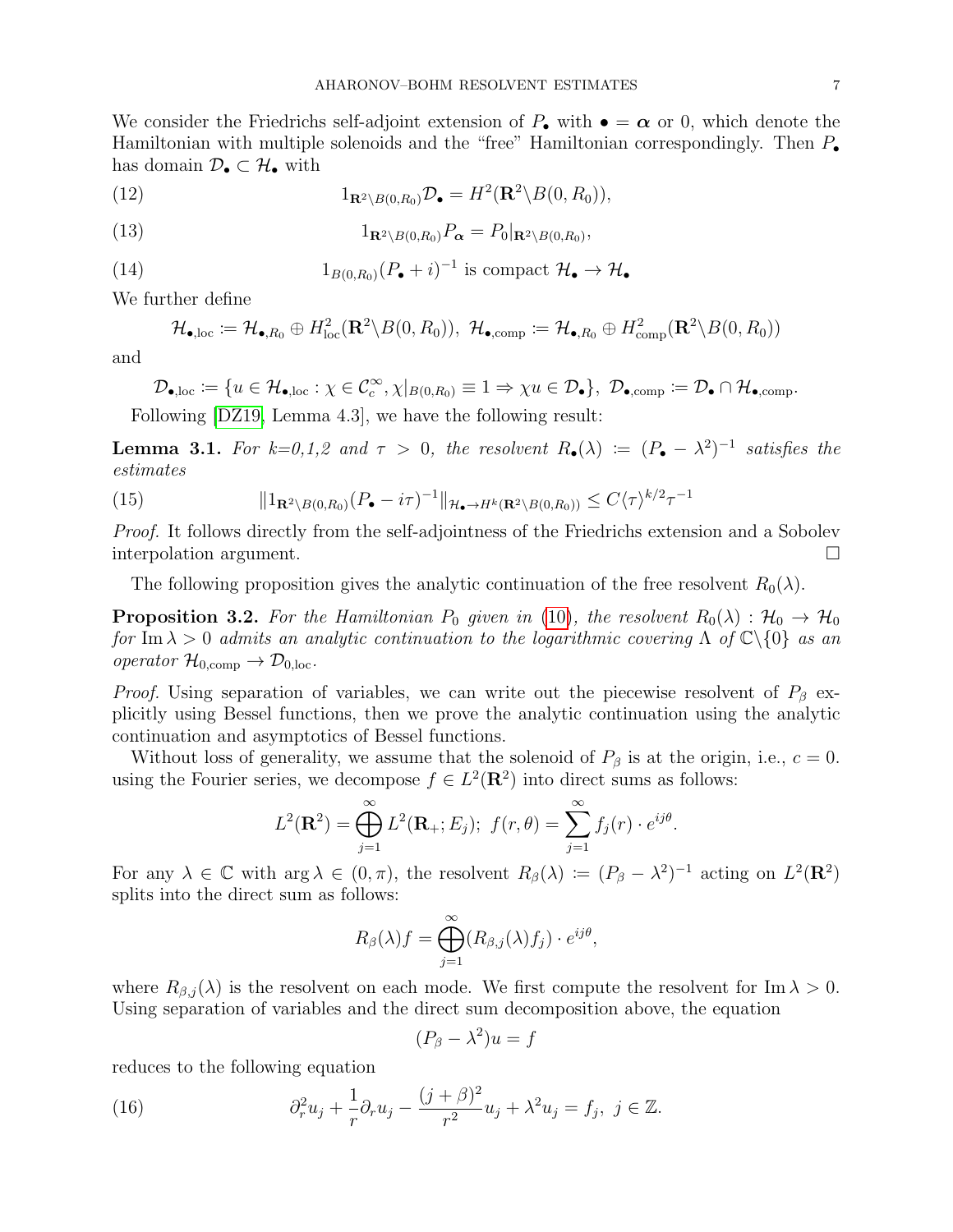We consider the Friedrichs self-adjoint extension of $P_\bullet$ with $\bullet = \boldsymbol{\alpha}$ or 0, which denote the Hamiltonian with multiple solenoids and the "free" Hamiltonian correspondingly. Then $P_\bullet$ has domain $\mathcal{D}_\bullet \subset \mathcal{H}_\bullet$ with

$$1_{\mathbf{R}^2\backslash B(0,R_0)}\mathcal{D}_\bullet = H^2(\mathbf{R}^2\backslash B(0,R_0)), \tag{12}$$

$$1_{\mathbf{R}^2\backslash B(0,R_0)}P_{\boldsymbol{\alpha}} = P_0|_{\mathbf{R}^2\backslash B(0,R_0)}, \tag{13}$$

$$1_{B(0,R_0)}(P_\bullet + i)^{-1} \text{ is compact } \mathcal{H}_\bullet \to \mathcal{H}_\bullet \tag{14}$$

We further define

$$\mathcal{H}_{\bullet,\mathrm{loc}} \coloneqq \mathcal{H}_{\bullet,R_0} \oplus H^2_{\mathrm{loc}}(\mathbf{R}^2\backslash B(0,R_0)),\ \mathcal{H}_{\bullet,\mathrm{comp}} \coloneqq \mathcal{H}_{\bullet,R_0} \oplus H^2_{\mathrm{comp}}(\mathbf{R}^2\backslash B(0,R_0))$$

and

$$\mathcal{D}_{\bullet,\mathrm{loc}} \coloneqq \{u \in \mathcal{H}_{\bullet,\mathrm{loc}} : \chi \in \mathcal{C}^\infty_c, \chi|_{B(0,R_0)} \equiv 1 \Rightarrow \chi u \in \mathcal{D}_\bullet\},\ \mathcal{D}_{\bullet,\mathrm{comp}} \coloneqq \mathcal{D}_\bullet \cap \mathcal{H}_{\bullet,\mathrm{comp}}.$$

Following [DZ19, Lemma 4.3], we have the following result:

**Lemma 3.1.** *For k=0,1,2 and $\tau > 0$, the resolvent $R_\bullet(\lambda) \coloneqq (P_\bullet - \lambda^2)^{-1}$ satisfies the estimates*

$$\|1_{\mathbf{R}^2\backslash B(0,R_0)}(P_\bullet - i\tau)^{-1}\|_{\mathcal{H}_\bullet \to H^k(\mathbf{R}^2\backslash B(0,R_0))} \le C\langle\tau\rangle^{k/2}\tau^{-1} \tag{15}$$

*Proof.* It follows directly from the self-adjointness of the Friedrichs extension and a Sobolev interpolation argument. $\square$

The following proposition gives the analytic continuation of the free resolvent $R_0(\lambda)$.

**Proposition 3.2.** *For the Hamiltonian $P_0$ given in (10), the resolvent $R_0(\lambda) : \mathcal{H}_0 \to \mathcal{H}_0$ for $\operatorname{Im}\lambda > 0$ admits an analytic continuation to the logarithmic covering $\Lambda$ of $\mathbb{C}\backslash\{0\}$ as an operator $\mathcal{H}_{0,\mathrm{comp}} \to \mathcal{D}_{0,\mathrm{loc}}$.*

*Proof.* Using separation of variables, we can write out the piecewise resolvent of $P_\beta$ explicitly using Bessel functions, then we prove the analytic continuation using the analytic continuation and asymptotics of Bessel functions.

Without loss of generality, we assume that the solenoid of $P_\beta$ is at the origin, i.e., $c = 0$. using the Fourier series, we decompose $f \in L^2(\mathbf{R}^2)$ into direct sums as follows:

$$L^2(\mathbf{R}^2) = \bigoplus_{j=1}^{\infty} L^2(\mathbf{R}_+; E_j);\ f(r,\theta) = \sum_{j=1}^{\infty} f_j(r)\cdot e^{ij\theta}.$$

For any $\lambda \in \mathbb{C}$ with $\arg\lambda \in (0,\pi)$, the resolvent $R_\beta(\lambda) \coloneqq (P_\beta - \lambda^2)^{-1}$ acting on $L^2(\mathbf{R}^2)$ splits into the direct sum as follows:

$$R_\beta(\lambda)f = \bigoplus_{j=1}^{\infty}(R_{\beta,j}(\lambda)f_j)\cdot e^{ij\theta},$$

where $R_{\beta,j}(\lambda)$ is the resolvent on each mode. We first compute the resolvent for $\operatorname{Im}\lambda > 0$. Using separation of variables and the direct sum decomposition above, the equation

$$(P_\beta - \lambda^2)u = f$$

reduces to the following equation

$$\partial_r^2 u_j + \frac{1}{r}\partial_r u_j - \frac{(j+\beta)^2}{r^2}u_j + \lambda^2 u_j = f_j,\ j \in \mathbb{Z}. \tag{16}$$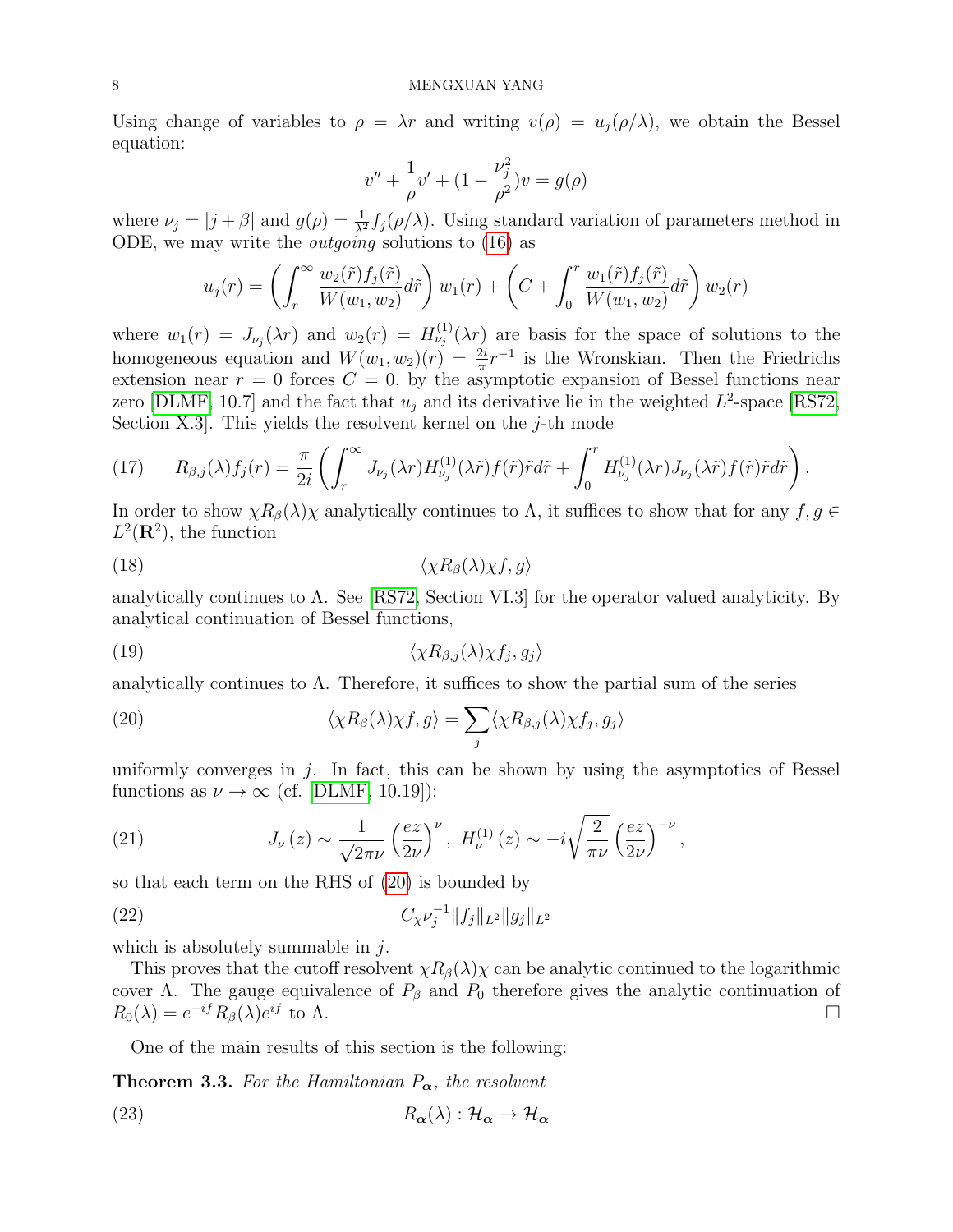Using change of variables to $\rho = \lambda r$ and writing $v(\rho) = u_j(\rho/\lambda)$, we obtain the Bessel equation:

$$v'' + \frac{1}{\rho}v' + (1 - \frac{\nu_j^2}{\rho^2})v = g(\rho)$$

where $\nu_j = |j + \beta|$ and $g(\rho) = \frac{1}{\lambda^2} f_j(\rho/\lambda)$. Using standard variation of parameters method in ODE, we may write the *outgoing* solutions to (16) as

$$u_j(r) = \left(\int_r^\infty \frac{w_2(\tilde{r}) f_j(\tilde{r})}{W(w_1, w_2)} d\tilde{r}\right) w_1(r) + \left(C + \int_0^r \frac{w_1(\tilde{r}) f_j(\tilde{r})}{W(w_1, w_2)} d\tilde{r}\right) w_2(r)$$

where $w_1(r) = J_{\nu_j}(\lambda r)$ and $w_2(r) = H^{(1)}_{\nu_j}(\lambda r)$ are basis for the space of solutions to the homogeneous equation and $W(w_1, w_2)(r) = \frac{2i}{\pi} r^{-1}$ is the Wronskian. Then the Friedrichs extension near $r = 0$ forces $C = 0$, by the asymptotic expansion of Bessel functions near zero [DLMF, 10.7] and the fact that $u_j$ and its derivative lie in the weighted $L^2$-space [RS72, Section X.3]. This yields the resolvent kernel on the $j$-th mode

$$R_{\beta,j}(\lambda) f_j(r) = \frac{\pi}{2i}\left(\int_r^\infty J_{\nu_j}(\lambda r) H^{(1)}_{\nu_j}(\lambda \tilde{r}) f(\tilde{r}) \tilde{r} d\tilde{r} + \int_0^r H^{(1)}_{\nu_j}(\lambda r) J_{\nu_j}(\lambda \tilde{r}) f(\tilde{r}) \tilde{r} d\tilde{r}\right). \tag{17}$$

In order to show $\chi R_\beta(\lambda)\chi$ analytically continues to $\Lambda$, it suffices to show that for any $f, g \in L^2(\mathbf{R}^2)$, the function

$$\langle \chi R_\beta(\lambda) \chi f, g\rangle \tag{18}$$

analytically continues to $\Lambda$. See [RS72, Section VI.3] for the operator valued analyticity. By analytical continuation of Bessel functions,

$$\langle \chi R_{\beta,j}(\lambda) \chi f_j, g_j\rangle \tag{19}$$

analytically continues to $\Lambda$. Therefore, it suffices to show the partial sum of the series

$$\langle \chi R_\beta(\lambda) \chi f, g\rangle = \sum_j \langle \chi R_{\beta,j}(\lambda) \chi f_j, g_j\rangle \tag{20}$$

uniformly converges in $j$. In fact, this can be shown by using the asymptotics of Bessel functions as $\nu \to \infty$ (cf. [DLMF, 10.19]):

$$J_\nu(z) \sim \frac{1}{\sqrt{2\pi\nu}}\left(\frac{ez}{2\nu}\right)^\nu, \ H^{(1)}_\nu(z) \sim -i\sqrt{\frac{2}{\pi\nu}}\left(\frac{ez}{2\nu}\right)^{-\nu}, \tag{21}$$

so that each term on the RHS of (20) is bounded by

$$C_\chi \nu_j^{-1} \|f_j\|_{L^2} \|g_j\|_{L^2} \tag{22}$$

which is absolutely summable in $j$.

This proves that the cutoff resolvent $\chi R_\beta(\lambda)\chi$ can be analytic continued to the logarithmic cover $\Lambda$. The gauge equivalence of $P_\beta$ and $P_0$ therefore gives the analytic continuation of $R_0(\lambda) = e^{-if} R_\beta(\lambda) e^{if}$ to $\Lambda$. □

One of the main results of this section is the following:

**Theorem 3.3.** *For the Hamiltonian $P_{\boldsymbol{\alpha}}$, the resolvent*

$$R_{\boldsymbol{\alpha}}(\lambda) : \mathcal{H}_{\boldsymbol{\alpha}} \to \mathcal{H}_{\boldsymbol{\alpha}} \tag{23}$$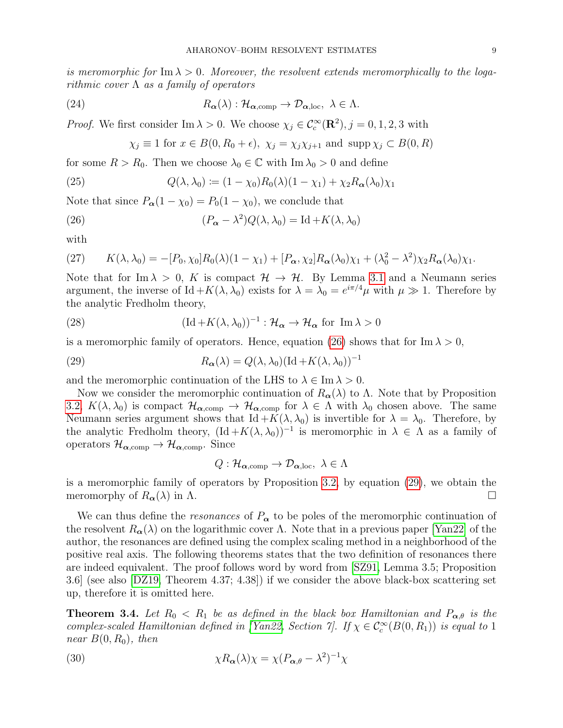*is meromorphic for* $\operatorname{Im}\lambda > 0$*. Moreover, the resolvent extends meromorphically to the logarithmic cover* $\Lambda$ *as a family of operators*

$$R_{\boldsymbol{\alpha}}(\lambda) : \mathcal{H}_{\boldsymbol{\alpha},\mathrm{comp}} \to \mathcal{D}_{\boldsymbol{\alpha},\mathrm{loc}},\ \lambda \in \Lambda. \tag{24}$$

*Proof.* We first consider $\operatorname{Im}\lambda > 0$. We choose $\chi_j \in \mathcal{C}_c^\infty(\mathbf{R}^2), j = 0, 1, 2, 3$ with

$$\chi_j \equiv 1 \text{ for } x \in B(0, R_0 + \epsilon),\ \chi_j = \chi_j \chi_{j+1} \text{ and } \operatorname{supp}\chi_j \subset B(0, R)$$

for some $R > R_0$. Then we choose $\lambda_0 \in \mathbb{C}$ with $\operatorname{Im}\lambda_0 > 0$ and define

$$Q(\lambda, \lambda_0) \coloneqq (1 - \chi_0) R_0(\lambda)(1 - \chi_1) + \chi_2 R_{\boldsymbol{\alpha}}(\lambda_0)\chi_1 \tag{25}$$

Note that since $P_{\boldsymbol{\alpha}}(1 - \chi_0) = P_0(1 - \chi_0)$, we conclude that

$$(P_{\boldsymbol{\alpha}} - \lambda^2) Q(\lambda, \lambda_0) = \mathrm{Id} + K(\lambda, \lambda_0) \tag{26}$$

with

$$K(\lambda, \lambda_0) = -[P_0, \chi_0] R_0(\lambda)(1 - \chi_1) + [P_{\boldsymbol{\alpha}}, \chi_2] R_{\boldsymbol{\alpha}}(\lambda_0)\chi_1 + (\lambda_0^2 - \lambda^2)\chi_2 R_{\boldsymbol{\alpha}}(\lambda_0)\chi_1. \tag{27}$$

Note that for $\operatorname{Im}\lambda > 0$, $K$ is compact $\mathcal{H} \to \mathcal{H}$. By Lemma 3.1 and a Neumann series argument, the inverse of $\mathrm{Id} + K(\lambda, \lambda_0)$ exists for $\lambda = \lambda_0 = e^{i\pi/4}\mu$ with $\mu \gg 1$. Therefore by the analytic Fredholm theory,

$$(\mathrm{Id} + K(\lambda, \lambda_0))^{-1} : \mathcal{H}_{\boldsymbol{\alpha}} \to \mathcal{H}_{\boldsymbol{\alpha}} \text{ for } \operatorname{Im}\lambda > 0 \tag{28}$$

is a meromorphic family of operators. Hence, equation (26) shows that for $\operatorname{Im}\lambda > 0$,

$$R_{\boldsymbol{\alpha}}(\lambda) = Q(\lambda, \lambda_0)(\mathrm{Id} + K(\lambda, \lambda_0))^{-1} \tag{29}$$

and the meromorphic continuation of the LHS to $\lambda \in \operatorname{Im}\lambda > 0$.

Now we consider the meromorphic continuation of $R_{\boldsymbol{\alpha}}(\lambda)$ to $\Lambda$. Note that by Proposition 3.2, $K(\lambda, \lambda_0)$ is compact $\mathcal{H}_{\boldsymbol{\alpha},\mathrm{comp}} \to \mathcal{H}_{\boldsymbol{\alpha},\mathrm{comp}}$ for $\lambda \in \Lambda$ with $\lambda_0$ chosen above. The same Neumann series argument shows that $\mathrm{Id} + K(\lambda, \lambda_0)$ is invertible for $\lambda = \lambda_0$. Therefore, by the analytic Fredholm theory, $(\mathrm{Id} + K(\lambda, \lambda_0))^{-1}$ is meromorphic in $\lambda \in \Lambda$ as a family of operators $\mathcal{H}_{\boldsymbol{\alpha},\mathrm{comp}} \to \mathcal{H}_{\boldsymbol{\alpha},\mathrm{comp}}$. Since

$$Q : \mathcal{H}_{\boldsymbol{\alpha},\mathrm{comp}} \to \mathcal{D}_{\boldsymbol{\alpha},\mathrm{loc}},\ \lambda \in \Lambda$$

is a meromorphic family of operators by Proposition 3.2, by equation (29), we obtain the meromorphy of $R_{\boldsymbol{\alpha}}(\lambda)$ in $\Lambda$. □

We can thus define the *resonances* of $P_{\boldsymbol{\alpha}}$ to be poles of the meromorphic continuation of the resolvent $R_{\boldsymbol{\alpha}}(\lambda)$ on the logarithmic cover $\Lambda$. Note that in a previous paper [Yan22] of the author, the resonances are defined using the complex scaling method in a neighborhood of the positive real axis. The following theorems states that the two definition of resonances there are indeed equivalent. The proof follows word by word from [SZ91, Lemma 3.5; Proposition 3.6] (see also [DZ19, Theorem 4.37; 4.38]) if we consider the above black-box scattering set up, therefore it is omitted here.

**Theorem 3.4.** *Let* $R_0 < R_1$ *be as defined in the black box Hamiltonian and* $P_{\boldsymbol{\alpha},\theta}$ *is the complex-scaled Hamiltonian defined in [Yan22, Section 7]. If* $\chi \in \mathcal{C}_c^\infty(B(0, R_1))$ *is equal to* 1 *near* $B(0, R_0)$*, then*

$$\chi R_{\boldsymbol{\alpha}}(\lambda)\chi = \chi(P_{\boldsymbol{\alpha},\theta} - \lambda^2)^{-1}\chi \tag{30}$$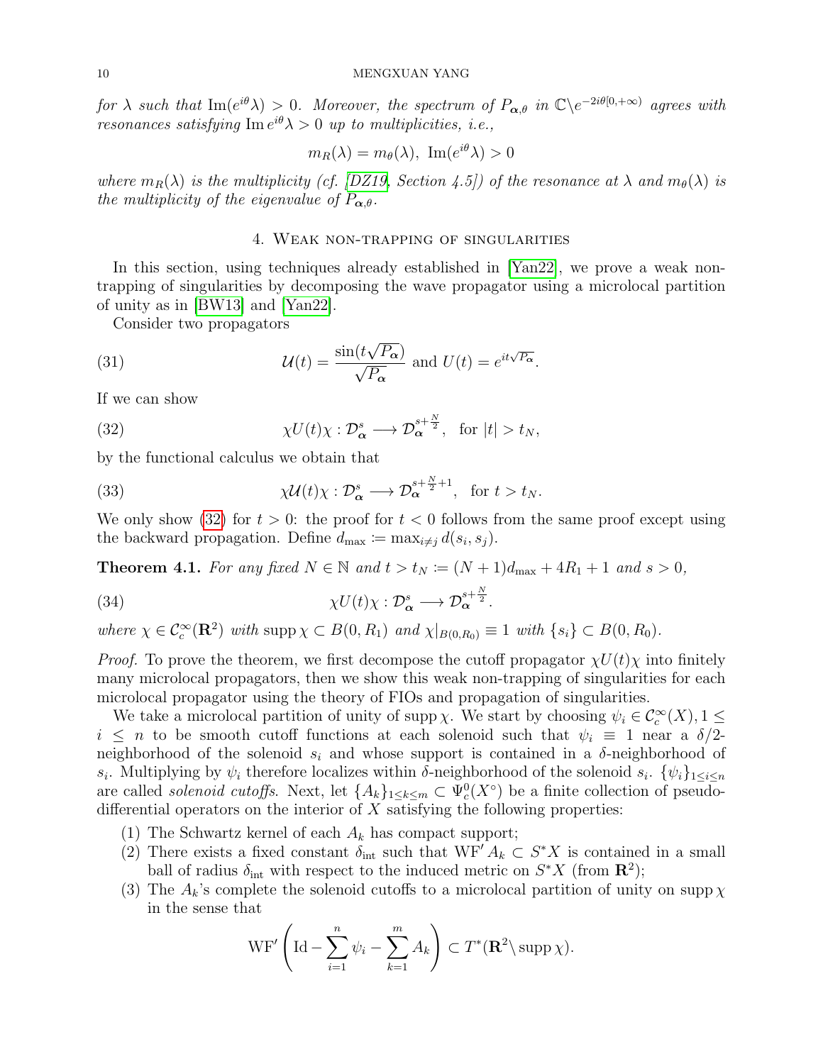*for $\lambda$ such that $\operatorname{Im}(e^{i\theta}\lambda) > 0$. Moreover, the spectrum of $P_{\boldsymbol{\alpha},\theta}$ in $\mathbb{C}\backslash e^{-2i\theta[0,+\infty)}$ agrees with resonances satisfying $\operatorname{Im} e^{i\theta}\lambda > 0$ up to multiplicities, i.e.,*

$$m_R(\lambda) = m_\theta(\lambda), \ \operatorname{Im}(e^{i\theta}\lambda) > 0$$

*where $m_R(\lambda)$ is the multiplicity (cf. [DZ19, Section 4.5]) of the resonance at $\lambda$ and $m_\theta(\lambda)$ is the multiplicity of the eigenvalue of $P_{\boldsymbol{\alpha},\theta}$.*

## 4. Weak non-trapping of singularities

In this section, using techniques already established in [Yan22], we prove a weak non-trapping of singularities by decomposing the wave propagator using a microlocal partition of unity as in [BW13] and [Yan22].

Consider two propagators

$$\mathcal{U}(t) = \frac{\sin(t\sqrt{P_{\boldsymbol{\alpha}}})}{\sqrt{P_{\boldsymbol{\alpha}}}} \text{ and } U(t) = e^{it\sqrt{P_{\boldsymbol{\alpha}}}}. \tag{31}$$

If we can show

$$\chi U(t)\chi : \mathcal{D}^s_{\boldsymbol{\alpha}} \longrightarrow \mathcal{D}^{s+\frac{N}{2}}_{\boldsymbol{\alpha}}, \quad \text{for } |t| > t_N, \tag{32}$$

by the functional calculus we obtain that

$$\chi \mathcal{U}(t)\chi : \mathcal{D}^s_{\boldsymbol{\alpha}} \longrightarrow \mathcal{D}^{s+\frac{N}{2}+1}_{\boldsymbol{\alpha}}, \quad \text{for } t > t_N. \tag{33}$$

We only show (32) for $t > 0$: the proof for $t < 0$ follows from the same proof except using the backward propagation. Define $d_{\max} \coloneqq \max_{i\neq j} d(s_i, s_j)$.

**Theorem 4.1.** *For any fixed $N \in \mathbb{N}$ and $t > t_N \coloneqq (N+1)d_{\max} + 4R_1 + 1$ and $s > 0$,*

$$\chi U(t)\chi : \mathcal{D}^s_{\boldsymbol{\alpha}} \longrightarrow \mathcal{D}^{s+\frac{N}{2}}_{\boldsymbol{\alpha}}. \tag{34}$$

*where $\chi \in \mathcal{C}^\infty_c(\mathbf{R}^2)$ with $\operatorname{supp}\chi \subset B(0, R_1)$ and $\chi|_{B(0,R_0)} \equiv 1$ with $\{s_i\} \subset B(0, R_0)$.*

*Proof.* To prove the theorem, we first decompose the cutoff propagator $\chi U(t)\chi$ into finitely many microlocal propagators, then we show this weak non-trapping of singularities for each microlocal propagator using the theory of FIOs and propagation of singularities.

We take a microlocal partition of unity of $\operatorname{supp}\chi$. We start by choosing $\psi_i \in \mathcal{C}^\infty_c(X), 1 \le i \le n$ to be smooth cutoff functions at each solenoid such that $\psi_i \equiv 1$ near a $\delta/2$-neighborhood of the solenoid $s_i$ and whose support is contained in a $\delta$-neighborhood of $s_i$. Multiplying by $\psi_i$ therefore localizes within $\delta$-neighborhood of the solenoid $s_i$. $\{\psi_i\}_{1\le i\le n}$ are called *solenoid cutoffs*. Next, let $\{A_k\}_{1\le k\le m} \subset \Psi^0_c(X^\circ)$ be a finite collection of pseudo-differential operators on the interior of $X$ satisfying the following properties:

1. The Schwartz kernel of each $A_k$ has compact support;
2. There exists a fixed constant $\delta_{\text{int}}$ such that $\operatorname{WF}' A_k \subset S^*X$ is contained in a small ball of radius $\delta_{\text{int}}$ with respect to the induced metric on $S^*X$ (from $\mathbf{R}^2$);
3. The $A_k$'s complete the solenoid cutoffs to a microlocal partition of unity on $\operatorname{supp}\chi$ in the sense that

$$\operatorname{WF}'\left(\operatorname{Id} - \sum_{i=1}^n \psi_i - \sum_{k=1}^m A_k\right) \subset T^*(\mathbf{R}^2 \backslash \operatorname{supp}\chi).$$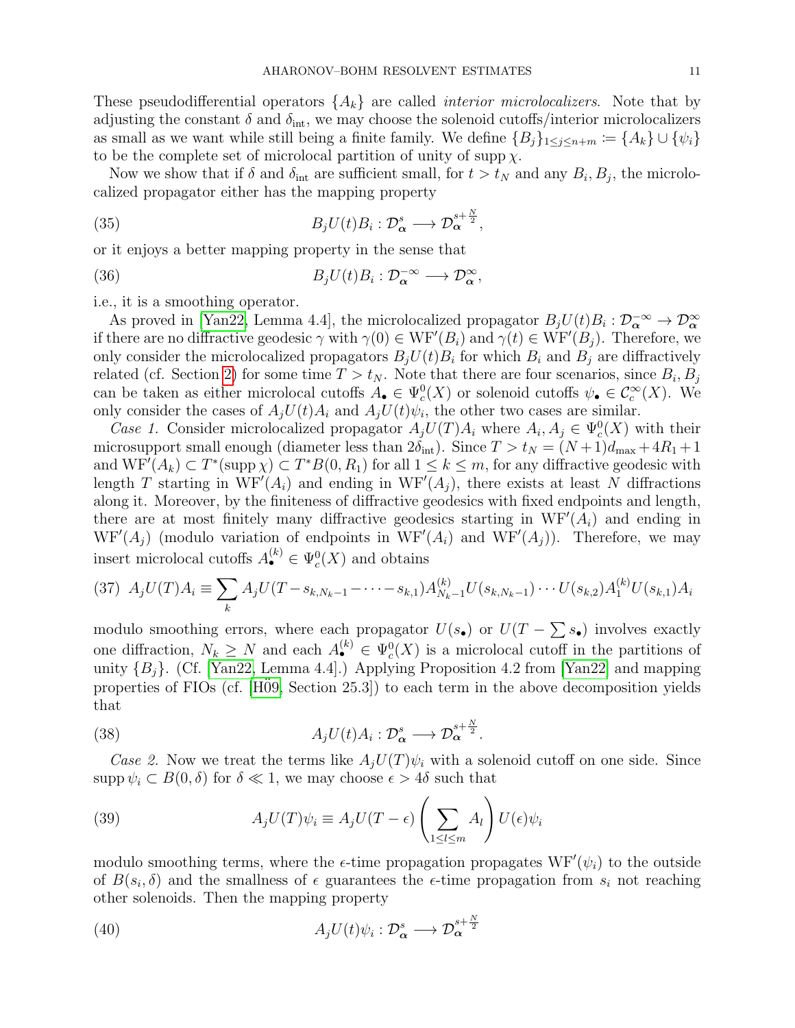These pseudodifferential operators $\{A_k\}$ are called *interior microlocalizers*. Note that by adjusting the constant $\delta$ and $\delta_{\text{int}}$, we may choose the solenoid cutoffs/interior microlocalizers as small as we want while still being a finite family. We define $\{B_j\}_{1\le j\le n+m} := \{A_k\} \cup \{\psi_i\}$ to be the complete set of microlocal partition of unity of $\operatorname{supp}\chi$.

Now we show that if $\delta$ and $\delta_{\text{int}}$ are sufficient small, for $t > t_N$ and any $B_i, B_j$, the microlocalized propagator either has the mapping property

$$B_j U(t) B_i : \mathcal{D}^s_{\boldsymbol{\alpha}} \longrightarrow \mathcal{D}^{s+\frac{N}{2}}_{\boldsymbol{\alpha}}, \tag{35}$$

or it enjoys a better mapping property in the sense that

$$B_j U(t) B_i : \mathcal{D}^{-\infty}_{\boldsymbol{\alpha}} \longrightarrow \mathcal{D}^{\infty}_{\boldsymbol{\alpha}}, \tag{36}$$

i.e., it is a smoothing operator.

As proved in [Yan22, Lemma 4.4], the microlocalized propagator $B_jU(t)B_i : \mathcal{D}^{-\infty}_{\boldsymbol{\alpha}} \to \mathcal{D}^{\infty}_{\boldsymbol{\alpha}}$ if there are no diffractive geodesic $\gamma$ with $\gamma(0) \in \mathrm{WF}'(B_i)$ and $\gamma(t) \in \mathrm{WF}'(B_j)$. Therefore, we only consider the microlocalized propagators $B_jU(t)B_i$ for which $B_i$ and $B_j$ are diffractively related (cf. Section 2) for some time $T > t_N$. Note that there are four scenarios, since $B_i, B_j$ can be taken as either microlocal cutoffs $A_\bullet \in \Psi^0_c(X)$ or solenoid cutoffs $\psi_\bullet \in \mathcal{C}^\infty_c(X)$. We only consider the cases of $A_jU(t)A_i$ and $A_jU(t)\psi_i$, the other two cases are similar.

*Case 1.* Consider microlocalized propagator $A_jU(T)A_i$ where $A_i, A_j \in \Psi^0_c(X)$ with their microsupport small enough (diameter less than $2\delta_{\text{int}}$). Since $T > t_N = (N+1)d_{\max} + 4R_1 + 1$ and $\mathrm{WF}'(A_k) \subset T^*(\operatorname{supp}\chi) \subset T^*B(0, R_1)$ for all $1 \le k \le m$, for any diffractive geodesic with length $T$ starting in $\mathrm{WF}'(A_i)$ and ending in $\mathrm{WF}'(A_j)$, there exists at least $N$ diffractions along it. Moreover, by the finiteness of diffractive geodesics with fixed endpoints and length, there are at most finitely many diffractive geodesics starting in $\mathrm{WF}'(A_i)$ and ending in $\mathrm{WF}'(A_j)$ (modulo variation of endpoints in $\mathrm{WF}'(A_i)$ and $\mathrm{WF}'(A_j)$). Therefore, we may insert microlocal cutoffs $A^{(k)}_\bullet \in \Psi^0_c(X)$ and obtains

$$A_jU(T)A_i \equiv \sum_k A_jU(T - s_{k,N_k-1} - \cdots - s_{k,1})A^{(k)}_{N_k-1}U(s_{k,N_k-1})\cdots U(s_{k,2})A^{(k)}_1U(s_{k,1})A_i \tag{37}$$

modulo smoothing errors, where each propagator $U(s_\bullet)$ or $U(T - \sum s_\bullet)$ involves exactly one diffraction, $N_k \ge N$ and each $A^{(k)}_\bullet \in \Psi^0_c(X)$ is a microlocal cutoff in the partitions of unity $\{B_j\}$. (Cf. [Yan22, Lemma 4.4].) Applying Proposition 4.2 from [Yan22] and mapping properties of FIOs (cf. [Hö09, Section 25.3]) to each term in the above decomposition yields that

$$A_jU(t)A_i : \mathcal{D}^s_{\boldsymbol{\alpha}} \longrightarrow \mathcal{D}^{s+\frac{N}{2}}_{\boldsymbol{\alpha}}. \tag{38}$$

*Case 2.* Now we treat the terms like $A_jU(T)\psi_i$ with a solenoid cutoff on one side. Since $\operatorname{supp}\psi_i \subset B(0,\delta)$ for $\delta \ll 1$, we may choose $\epsilon > 4\delta$ such that

$$A_jU(T)\psi_i \equiv A_jU(T-\epsilon)\left(\sum_{1\le l\le m} A_l\right)U(\epsilon)\psi_i \tag{39}$$

modulo smoothing terms, where the $\epsilon$-time propagation propagates $\mathrm{WF}'(\psi_i)$ to the outside of $B(s_i,\delta)$ and the smallness of $\epsilon$ guarantees the $\epsilon$-time propagation from $s_i$ not reaching other solenoids. Then the mapping property

$$A_jU(t)\psi_i : \mathcal{D}^s_{\boldsymbol{\alpha}} \longrightarrow \mathcal{D}^{s+\frac{N}{2}}_{\boldsymbol{\alpha}} \tag{40}$$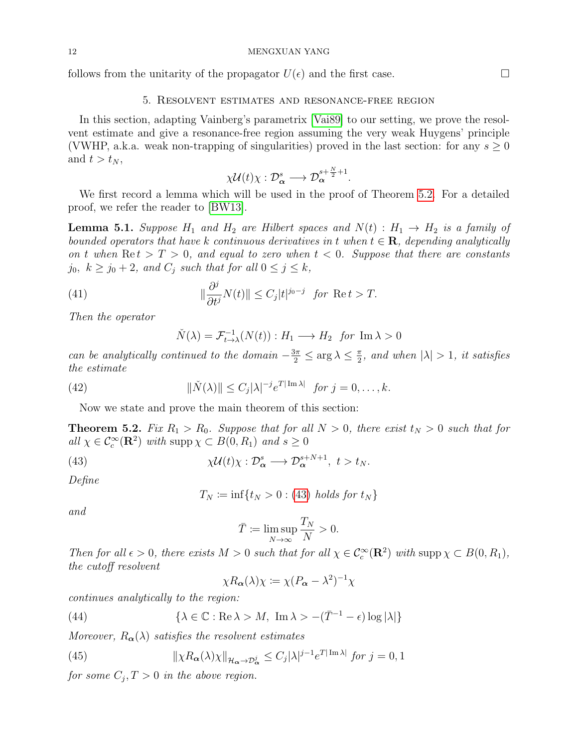follows from the unitarity of the propagator $U(\epsilon)$ and the first case. $\square$

## 5. Resolvent estimates and resonance-free region

In this section, adapting Vainberg's parametrix [Vai89] to our setting, we prove the resolvent estimate and give a resonance-free region assuming the very weak Huygens' principle (VWHP, a.k.a. weak non-trapping of singularities) proved in the last section: for any $s \geq 0$ and $t > t_N$,

$$\chi \mathcal{U}(t) \chi : \mathcal{D}^s_{\boldsymbol{\alpha}} \longrightarrow \mathcal{D}^{s+\frac{N}{2}+1}_{\boldsymbol{\alpha}}.$$

We first record a lemma which will be used in the proof of Theorem 5.2. For a detailed proof, we refer the reader to [BW13].

**Lemma 5.1.** *Suppose $H_1$ and $H_2$ are Hilbert spaces and $N(t) : H_1 \to H_2$ is a family of bounded operators that have $k$ continuous derivatives in $t$ when $t \in \mathbf{R}$, depending analytically on $t$ when $\operatorname{Re} t > T > 0$, and equal to zero when $t < 0$. Suppose that there are constants $j_0$, $k \geq j_0 + 2$, and $C_j$ such that for all $0 \leq j \leq k$,*

$$\|\frac{\partial^j}{\partial t^j} N(t)\| \leq C_j |t|^{j_0 - j} \quad \text{for } \operatorname{Re} t > T. \tag{41}$$

*Then the operator*

$$\check{N}(\lambda) = \mathcal{F}^{-1}_{t \to \lambda}(N(t)) : H_1 \longrightarrow H_2 \quad \text{for } \operatorname{Im} \lambda > 0$$

*can be analytically continued to the domain $-\frac{3\pi}{2} \leq \arg \lambda \leq \frac{\pi}{2}$, and when $|\lambda| > 1$, it satisfies the estimate*

$$\|\check{N}(\lambda)\| \leq C_j |\lambda|^{-j} e^{T|\operatorname{Im} \lambda|} \quad \text{for } j = 0, \ldots, k. \tag{42}$$

Now we state and prove the main theorem of this section:

**Theorem 5.2.** *Fix $R_1 > R_0$. Suppose that for all $N > 0$, there exist $t_N > 0$ such that for all $\chi \in \mathcal{C}^\infty_c(\mathbf{R}^2)$ with $\operatorname{supp} \chi \subset B(0, R_1)$ and $s \geq 0$*

$$\chi \mathcal{U}(t) \chi : \mathcal{D}^s_{\boldsymbol{\alpha}} \longrightarrow \mathcal{D}^{s+N+1}_{\boldsymbol{\alpha}}, \ t > t_N. \tag{43}$$

*Define*

$$T_N \coloneqq \inf\{t_N > 0 : (43) \text{ holds for } t_N\}$$

*and*

$$\bar{T} \coloneqq \limsup_{N \to \infty} \frac{T_N}{N} > 0.$$

*Then for all $\epsilon > 0$, there exists $M > 0$ such that for all $\chi \in \mathcal{C}^\infty_c(\mathbf{R}^2)$ with $\operatorname{supp} \chi \subset B(0, R_1)$, the cutoff resolvent*

$$\chi R_{\boldsymbol{\alpha}}(\lambda) \chi \coloneqq \chi (P_{\boldsymbol{\alpha}} - \lambda^2)^{-1} \chi$$

*continues analytically to the region:*

$$\{\lambda \in \mathbb{C} : \operatorname{Re} \lambda > M, \ \operatorname{Im} \lambda > -(\bar{T}^{-1} - \epsilon) \log |\lambda|\} \tag{44}$$

*Moreover, $R_{\boldsymbol{\alpha}}(\lambda)$ satisfies the resolvent estimates*

$$\|\chi R_{\boldsymbol{\alpha}}(\lambda) \chi\|_{\mathcal{H}_{\boldsymbol{\alpha}} \to \mathcal{D}^j_{\boldsymbol{\alpha}}} \leq C_j |\lambda|^{j-1} e^{T|\operatorname{Im} \lambda|} \text{ for } j = 0, 1 \tag{45}$$

*for some $C_j, T > 0$ in the above region.*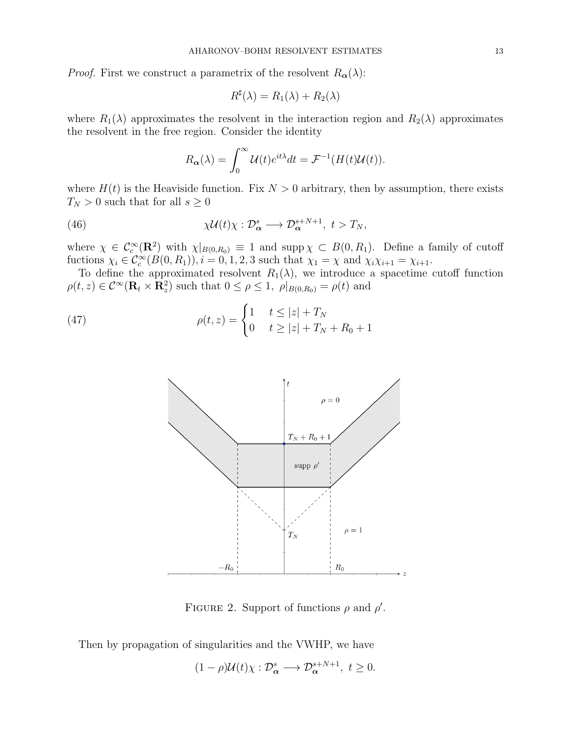*Proof.* First we construct a parametrix of the resolvent $R_{\boldsymbol{\alpha}}(\lambda)$:

$$R^\sharp(\lambda) = R_1(\lambda) + R_2(\lambda)$$

where $R_1(\lambda)$ approximates the resolvent in the interaction region and $R_2(\lambda)$ approximates the resolvent in the free region. Consider the identity

$$R_{\boldsymbol{\alpha}}(\lambda) = \int_0^\infty \mathcal{U}(t) e^{it\lambda} dt = \mathcal{F}^{-1}(H(t)\mathcal{U}(t)).$$

where $H(t)$ is the Heaviside function. Fix $N > 0$ arbitrary, then by assumption, there exists $T_N > 0$ such that for all $s \geq 0$

$$\chi \mathcal{U}(t) \chi : \mathcal{D}^s_{\boldsymbol{\alpha}} \longrightarrow \mathcal{D}^{s+N+1}_{\boldsymbol{\alpha}},\ t > T_N, \tag{46}$$

where $\chi \in \mathcal{C}^\infty_c(\mathbf{R}^2)$ with $\chi|_{B(0,R_0)} \equiv 1$ and $\operatorname{supp} \chi \subset B(0, R_1)$. Define a family of cutoff fuctions $\chi_i \in \mathcal{C}^\infty_c(B(0, R_1)), i = 0, 1, 2, 3$ such that $\chi_1 = \chi$ and $\chi_i \chi_{i+1} = \chi_{i+1}$.

To define the approximated resolvent $R_1(\lambda)$, we introduce a spacetime cutoff function $\rho(t, z) \in \mathcal{C}^\infty(\mathbf{R}_t \times \mathbf{R}^2_z)$ such that $0 \leq \rho \leq 1,\ \rho|_{B(0,R_0)} = \rho(t)$ and

$$\rho(t, z) = \begin{cases} 1 & t \leq |z| + T_N \\ 0 & t \geq |z| + T_N + R_0 + 1 \end{cases} \tag{47}$$

FIGURE 2. Support of functions $\rho$ and $\rho'$.

Then by propagation of singularities and the VWHP, we have

$$(1 - \rho)\mathcal{U}(t)\chi : \mathcal{D}^s_{\boldsymbol{\alpha}} \longrightarrow \mathcal{D}^{s+N+1}_{\boldsymbol{\alpha}},\ t \geq 0.$$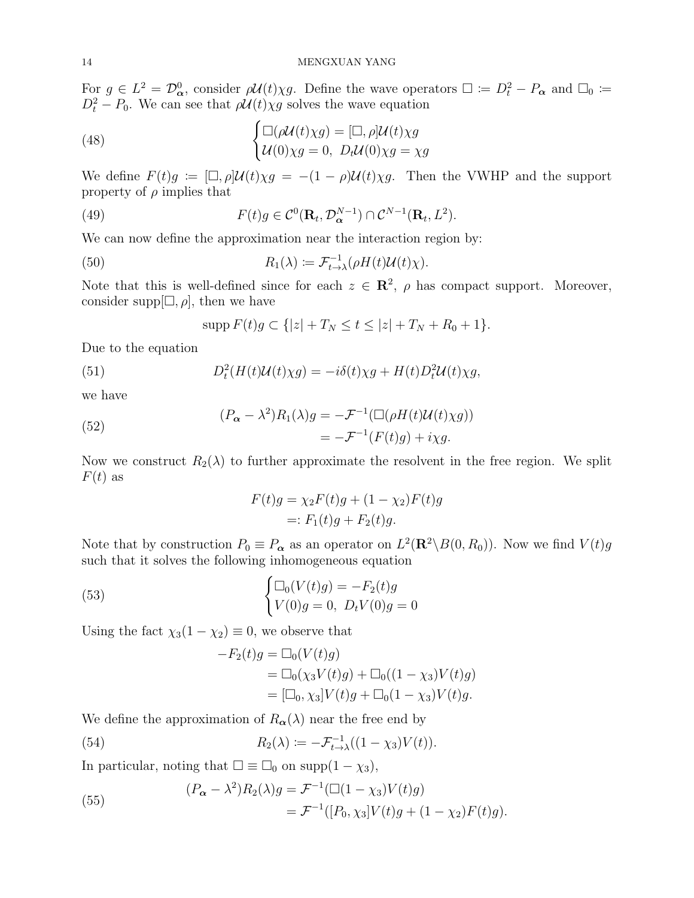For $g \in L^2 = \mathcal{D}^0_{\boldsymbol{\alpha}}$, consider $\rho\mathcal{U}(t)\chi g$. Define the wave operators $\Box \coloneqq D_t^2 - P_{\boldsymbol{\alpha}}$ and $\Box_0 \coloneqq D_t^2 - P_0$. We can see that $\rho\mathcal{U}(t)\chi g$ solves the wave equation

$$
\begin{cases} \Box(\rho\mathcal{U}(t)\chi g) = [\Box, \rho]\mathcal{U}(t)\chi g \\ \mathcal{U}(0)\chi g = 0, \ D_t\mathcal{U}(0)\chi g = \chi g \end{cases} \tag{48}
$$

We define $F(t)g \coloneqq [\Box, \rho]\mathcal{U}(t)\chi g = -(1-\rho)\mathcal{U}(t)\chi g$. Then the VWHP and the support property of $\rho$ implies that

$$
F(t)g \in \mathcal{C}^0(\mathbf{R}_t, \mathcal{D}^{N-1}_{\boldsymbol{\alpha}}) \cap \mathcal{C}^{N-1}(\mathbf{R}_t, L^2). \tag{49}
$$

We can now define the approximation near the interaction region by:

$$
R_1(\lambda) \coloneqq \mathcal{F}^{-1}_{t\to\lambda}(\rho H(t)\mathcal{U}(t)\chi). \tag{50}
$$

Note that this is well-defined since for each $z \in \mathbf{R}^2$, $\rho$ has compact support. Moreover, consider $\operatorname{supp}[\Box, \rho]$, then we have

$$
\operatorname{supp} F(t)g \subset \{|z| + T_N \le t \le |z| + T_N + R_0 + 1\}.
$$

Due to the equation

$$
D_t^2(H(t)\mathcal{U}(t)\chi g) = -i\delta(t)\chi g + H(t)D_t^2\mathcal{U}(t)\chi g, \tag{51}
$$

we have

$$
\begin{aligned}
(P_{\boldsymbol{\alpha}} - \lambda^2)R_1(\lambda)g &= -\mathcal{F}^{-1}(\Box(\rho H(t)\mathcal{U}(t)\chi g)) \\
&= -\mathcal{F}^{-1}(F(t)g) + i\chi g.
\end{aligned} \tag{52}
$$

Now we construct $R_2(\lambda)$ to further approximate the resolvent in the free region. We split $F(t)$ as

$$
\begin{aligned}
F(t)g &= \chi_2 F(t)g + (1-\chi_2)F(t)g \\
&=: F_1(t)g + F_2(t)g.
\end{aligned}
$$

Note that by construction $P_0 \equiv P_{\boldsymbol{\alpha}}$ as an operator on $L^2(\mathbf{R}^2 \backslash B(0, R_0))$. Now we find $V(t)g$ such that it solves the following inhomogeneous equation

$$
\begin{cases} \Box_0(V(t)g) = -F_2(t)g \\ V(0)g = 0, \ D_tV(0)g = 0 \end{cases} \tag{53}
$$

Using the fact $\chi_3(1-\chi_2) \equiv 0$, we observe that

$$
\begin{aligned}
-F_2(t)g &= \Box_0(V(t)g) \\
&= \Box_0(\chi_3 V(t)g) + \Box_0((1-\chi_3)V(t)g) \\
&= [\Box_0, \chi_3]V(t)g + \Box_0(1-\chi_3)V(t)g.
\end{aligned}
$$

We define the approximation of $R_{\boldsymbol{\alpha}}(\lambda)$ near the free end by

$$
R_2(\lambda) \coloneqq -\mathcal{F}^{-1}_{t\to\lambda}((1-\chi_3)V(t)). \tag{54}
$$

In particular, noting that $\Box \equiv \Box_0$ on $\operatorname{supp}(1-\chi_3)$,

$$
\begin{aligned}
(P_{\boldsymbol{\alpha}} - \lambda^2)R_2(\lambda)g &= \mathcal{F}^{-1}(\Box(1-\chi_3)V(t)g) \\
&= \mathcal{F}^{-1}([P_0, \chi_3]V(t)g + (1-\chi_2)F(t)g).
\end{aligned} \tag{55}
$$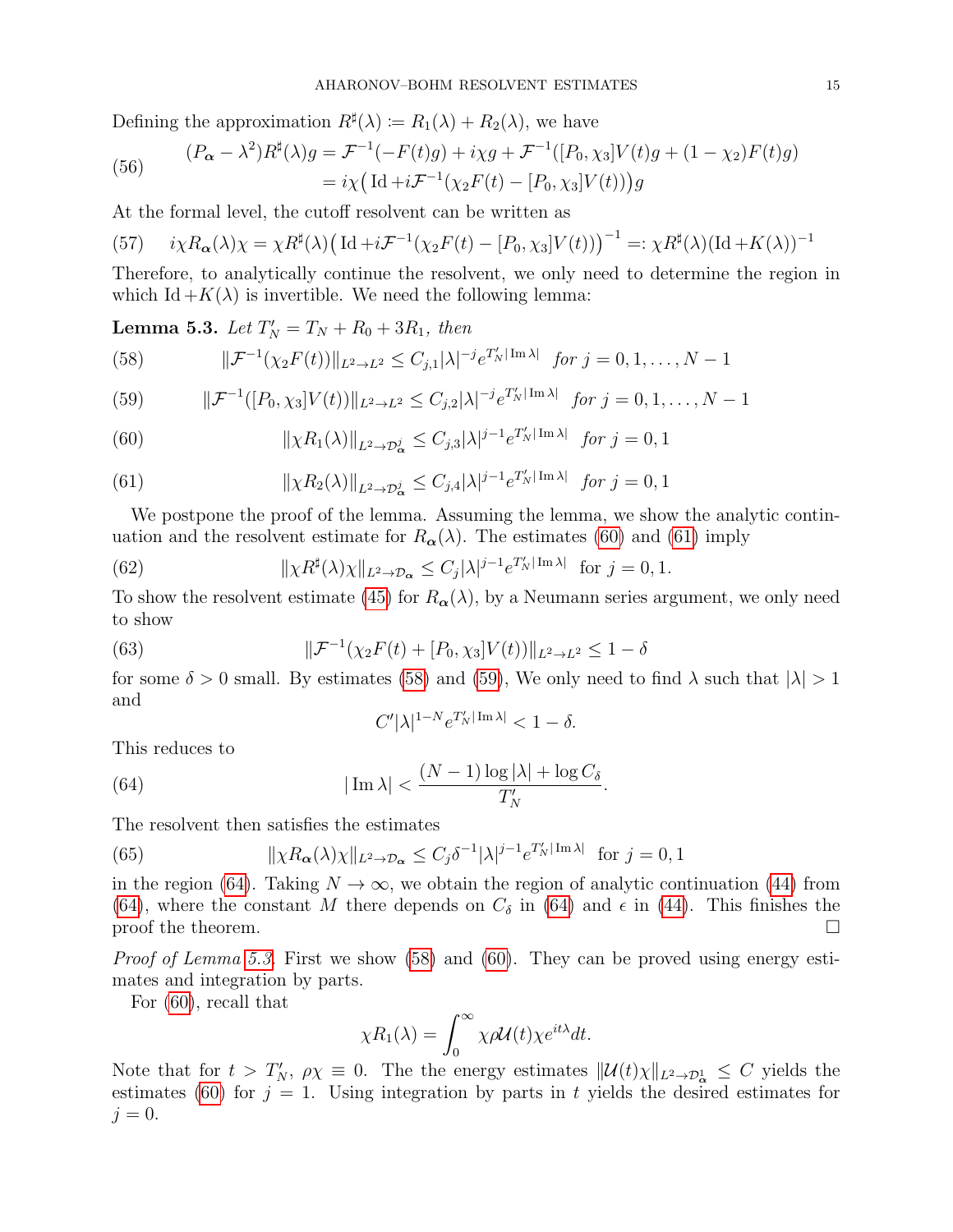Defining the approximation $R^\sharp(\lambda) \coloneqq R_1(\lambda) + R_2(\lambda)$, we have

$$
\begin{aligned}
(P_{\boldsymbol{\alpha}} - \lambda^2) R^\sharp(\lambda) g &= \mathcal{F}^{-1}(-F(t)g) + i\chi g + \mathcal{F}^{-1}([P_0, \chi_3]V(t)g + (1-\chi_2)F(t)g) \\
&= i\chi\big(\operatorname{Id} + i\mathcal{F}^{-1}(\chi_2 F(t) - [P_0,\chi_3]V(t))\big)g
\end{aligned}
\tag{56}
$$

At the formal level, the cutoff resolvent can be written as

$$
i\chi R_{\boldsymbol{\alpha}}(\lambda)\chi = \chi R^\sharp(\lambda)\big(\operatorname{Id} + i\mathcal{F}^{-1}(\chi_2 F(t) - [P_0,\chi_3]V(t))\big)^{-1} =: \chi R^\sharp(\lambda)(\operatorname{Id} + K(\lambda))^{-1} \tag{57}
$$

Therefore, to analytically continue the resolvent, we only need to determine the region in which $\operatorname{Id} + K(\lambda)$ is invertible. We need the following lemma:

**Lemma 5.3.** *Let $T_N' = T_N + R_0 + 3R_1$, then*

$$
\|\mathcal{F}^{-1}(\chi_2 F(t))\|_{L^2\to L^2} \le C_{j,1}|\lambda|^{-j} e^{T_N'|\operatorname{Im}\lambda|} \quad \textit{for } j = 0,1,\dots,N-1 \tag{58}
$$

$$
\|\mathcal{F}^{-1}([P_0,\chi_3]V(t))\|_{L^2\to L^2} \le C_{j,2}|\lambda|^{-j} e^{T_N'|\operatorname{Im}\lambda|} \quad \textit{for } j = 0,1,\dots,N-1 \tag{59}
$$

$$
\|\chi R_1(\lambda)\|_{L^2\to \mathcal{D}^j_{\boldsymbol{\alpha}}} \le C_{j,3}|\lambda|^{j-1} e^{T_N'|\operatorname{Im}\lambda|} \quad \textit{for } j = 0,1 \tag{60}
$$

$$
\|\chi R_2(\lambda)\|_{L^2\to \mathcal{D}^j_{\boldsymbol{\alpha}}} \le C_{j,4}|\lambda|^{j-1} e^{T_N'|\operatorname{Im}\lambda|} \quad \textit{for } j = 0,1 \tag{61}
$$

We postpone the proof of the lemma. Assuming the lemma, we show the analytic continuation and the resolvent estimate for $R_{\boldsymbol{\alpha}}(\lambda)$. The estimates (60) and (61) imply

$$
\|\chi R^\sharp(\lambda)\chi\|_{L^2\to\mathcal{D}_{\boldsymbol{\alpha}}} \le C_j|\lambda|^{j-1} e^{T_N'|\operatorname{Im}\lambda|} \quad \text{for } j = 0,1. \tag{62}
$$

To show the resolvent estimate (45) for $R_{\boldsymbol{\alpha}}(\lambda)$, by a Neumann series argument, we only need to show

$$
\|\mathcal{F}^{-1}(\chi_2 F(t) + [P_0,\chi_3]V(t))\|_{L^2\to L^2} \le 1-\delta \tag{63}
$$

for some $\delta > 0$ small. By estimates (58) and (59), We only need to find $\lambda$ such that $|\lambda| > 1$ and

$$
C'|\lambda|^{1-N} e^{T_N'|\operatorname{Im}\lambda|} < 1-\delta.
$$

This reduces to

$$
|\operatorname{Im}\lambda| < \frac{(N-1)\log|\lambda| + \log C_\delta}{T_N'}. \tag{64}
$$

The resolvent then satisfies the estimates

$$
\|\chi R_{\boldsymbol{\alpha}}(\lambda)\chi\|_{L^2\to\mathcal{D}_{\boldsymbol{\alpha}}} \le C_j\delta^{-1}|\lambda|^{j-1} e^{T_N'|\operatorname{Im}\lambda|} \quad \text{for } j = 0,1 \tag{65}
$$

in the region (64). Taking $N\to\infty$, we obtain the region of analytic continuation (44) from (64), where the constant $M$ there depends on $C_\delta$ in (64) and $\epsilon$ in (44). This finishes the proof the theorem. $\square$

*Proof of Lemma 5.3.* First we show (58) and (60). They can be proved using energy estimates and integration by parts.

For (60), recall that

$$
\chi R_1(\lambda) = \int_0^\infty \chi\rho\,\mathcal{U}(t)\chi e^{it\lambda}\,dt.
$$

Note that for $t > T_N'$, $\rho\chi \equiv 0$. The the energy estimates $\|\mathcal{U}(t)\chi\|_{L^2\to\mathcal{D}^1_{\boldsymbol{\alpha}}} \le C$ yields the estimates (60) for $j=1$. Using integration by parts in $t$ yields the desired estimates for $j=0$.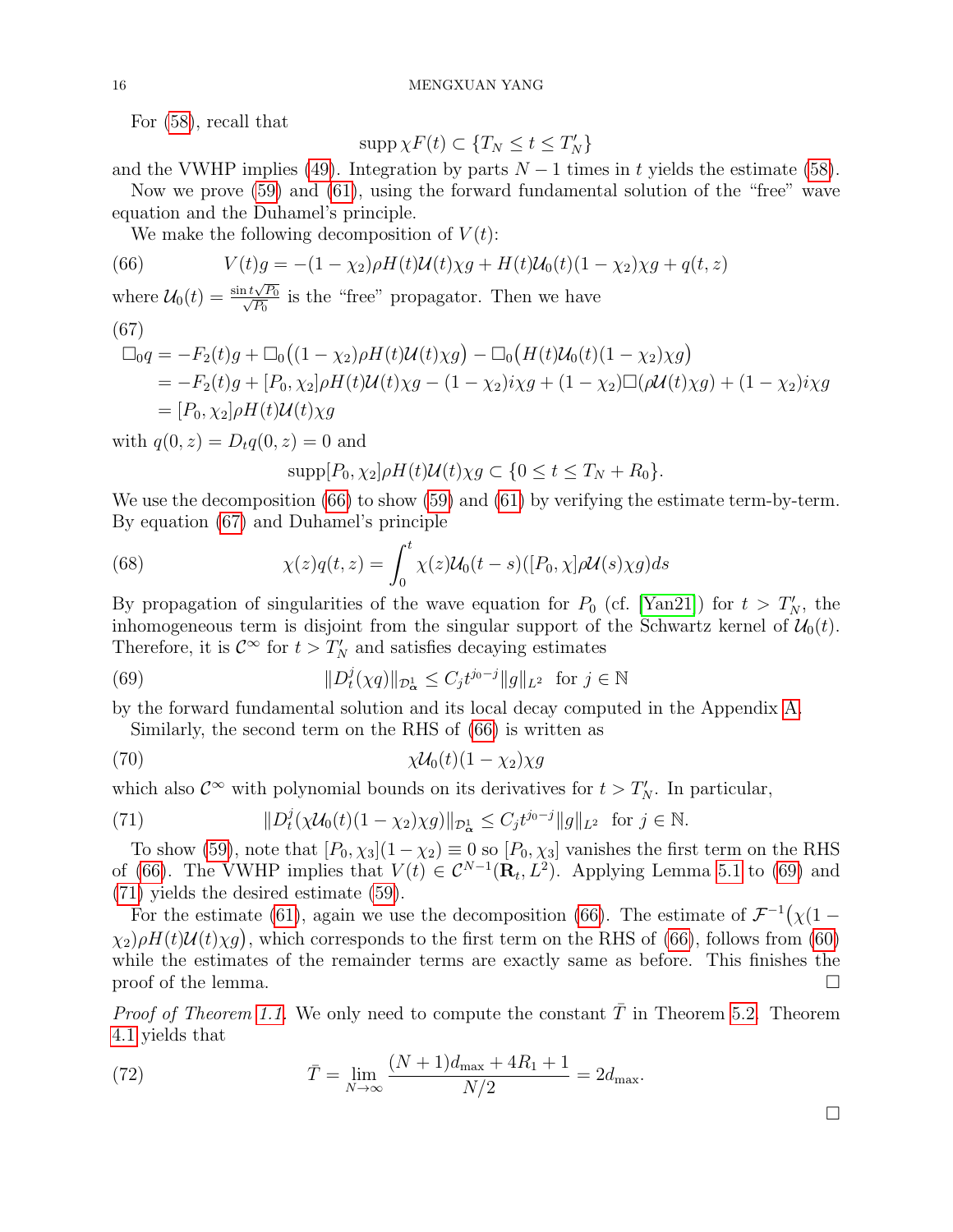For (58), recall that

$$\operatorname{supp} \chi F(t) \subset \{T_N \leq t \leq T_N'\}$$

and the VWHP implies (49). Integration by parts $N-1$ times in $t$ yields the estimate (58).

Now we prove (59) and (61), using the forward fundamental solution of the "free" wave equation and the Duhamel's principle.

We make the following decomposition of $V(t)$:

$$V(t)g = -(1-\chi_2)\rho H(t)\mathcal{U}(t)\chi g + H(t)\mathcal{U}_0(t)(1-\chi_2)\chi g + q(t,z) \tag{66}$$

where $\mathcal{U}_0(t) = \frac{\sin t\sqrt{P_0}}{\sqrt{P_0}}$ is the "free" propagator. Then we have

$$\begin{aligned}
\Box_0 q &= -F_2(t)g + \Box_0\big((1-\chi_2)\rho H(t)\mathcal{U}(t)\chi g\big) - \Box_0\big(H(t)\mathcal{U}_0(t)(1-\chi_2)\chi g\big) \\
&= -F_2(t)g + [P_0,\chi_2]\rho H(t)\mathcal{U}(t)\chi g - (1-\chi_2)i\chi g + (1-\chi_2)\Box(\rho\mathcal{U}(t)\chi g) + (1-\chi_2)i\chi g \\
&= [P_0,\chi_2]\rho H(t)\mathcal{U}(t)\chi g
\end{aligned} \tag{67}$$

with $q(0,z) = D_t q(0,z) = 0$ and

$$\operatorname{supp}[P_0,\chi_2]\rho H(t)\mathcal{U}(t)\chi g \subset \{0 \leq t \leq T_N + R_0\}.$$

We use the decomposition (66) to show (59) and (61) by verifying the estimate term-by-term. By equation (67) and Duhamel's principle

$$\chi(z)q(t,z) = \int_0^t \chi(z)\mathcal{U}_0(t-s)([P_0,\chi]\rho\mathcal{U}(s)\chi g)ds \tag{68}$$

By propagation of singularities of the wave equation for $P_0$ (cf. [Yan21]) for $t > T_N'$, the inhomogeneous term is disjoint from the singular support of the Schwartz kernel of $\mathcal{U}_0(t)$. Therefore, it is $\mathcal{C}^\infty$ for $t > T_N'$ and satisfies decaying estimates

$$\|D_t^j(\chi q)\|_{\mathcal{D}^1_{\boldsymbol{\alpha}}} \leq C_j t^{j_0 - j}\|g\|_{L^2} \quad \text{for } j \in \mathbb{N} \tag{69}$$

by the forward fundamental solution and its local decay computed in the Appendix A.

Similarly, the second term on the RHS of (66) is written as

$$\chi\mathcal{U}_0(t)(1-\chi_2)\chi g \tag{70}$$

which also $\mathcal{C}^\infty$ with polynomial bounds on its derivatives for $t > T_N'$. In particular,

$$\|D_t^j(\chi\mathcal{U}_0(t)(1-\chi_2)\chi g)\|_{\mathcal{D}^1_{\boldsymbol{\alpha}}} \leq C_j t^{j_0-j}\|g\|_{L^2} \quad \text{for } j \in \mathbb{N}. \tag{71}$$

To show (59), note that $[P_0,\chi_3](1-\chi_2) \equiv 0$ so $[P_0,\chi_3]$ vanishes the first term on the RHS of (66). The VWHP implies that $V(t) \in \mathcal{C}^{N-1}(\mathbf{R}_t, L^2)$. Applying Lemma 5.1 to (69) and (71) yields the desired estimate (59).

For the estimate (61), again we use the decomposition (66). The estimate of $\mathcal{F}^{-1}\big(\chi(1-\chi_2)\rho H(t)\mathcal{U}(t)\chi g\big)$, which corresponds to the first term on the RHS of (66), follows from (60) while the estimates of the remainder terms are exactly same as before. This finishes the proof of the lemma. $\square$

*Proof of Theorem 1.1.* We only need to compute the constant $\bar{T}$ in Theorem 5.2. Theorem 4.1 yields that

$$\bar{T} = \lim_{N\to\infty} \frac{(N+1)d_{\max} + 4R_1 + 1}{N/2} = 2d_{\max}. \tag{72}$$

$\square$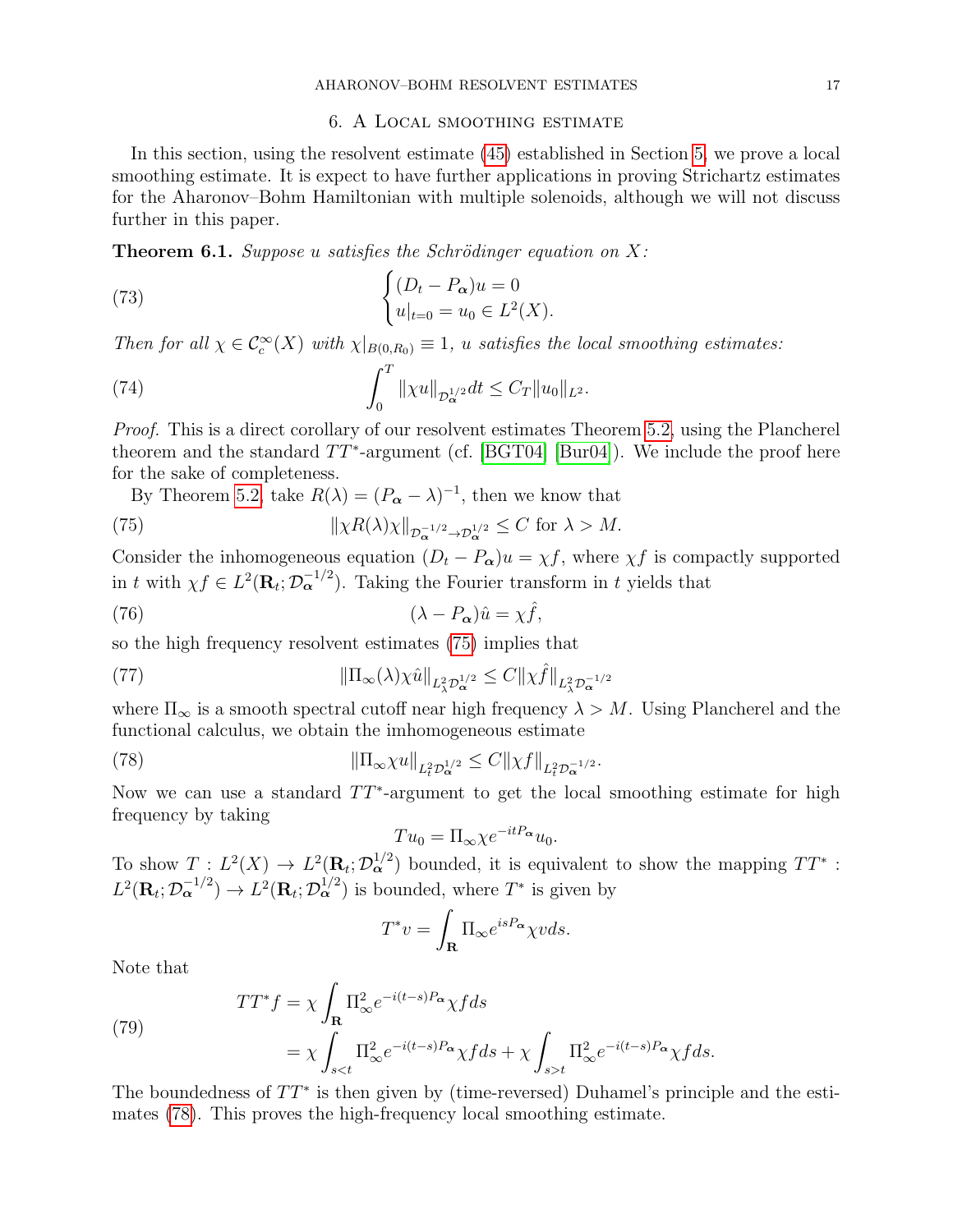## 6. A Local smoothing estimate

In this section, using the resolvent estimate (45) established in Section 5, we prove a local smoothing estimate. It is expect to have further applications in proving Strichartz estimates for the Aharonov–Bohm Hamiltonian with multiple solenoids, although we will not discuss further in this paper.

**Theorem 6.1.** *Suppose $u$ satisfies the Schrödinger equation on $X$:*

$$\begin{cases} (D_t - P_{\boldsymbol{\alpha}})u = 0 \\ u|_{t=0} = u_0 \in L^2(X). \end{cases} \tag{73}$$

*Then for all $\chi \in \mathcal{C}_c^\infty(X)$ with $\chi|_{B(0,R_0)} \equiv 1$, $u$ satisfies the local smoothing estimates:*

$$\int_0^T \|\chi u\|_{\mathcal{D}_{\boldsymbol{\alpha}}^{1/2}} dt \leq C_T \|u_0\|_{L^2}. \tag{74}$$

*Proof.* This is a direct corollary of our resolvent estimates Theorem 5.2, using the Plancherel theorem and the standard $TT^*$-argument (cf. [BGT04] [Bur04]). We include the proof here for the sake of completeness.

By Theorem 5.2, take $R(\lambda) = (P_{\boldsymbol{\alpha}} - \lambda)^{-1}$, then we know that

$$\|\chi R(\lambda)\chi\|_{\mathcal{D}_{\boldsymbol{\alpha}}^{-1/2} \to \mathcal{D}_{\boldsymbol{\alpha}}^{1/2}} \leq C \text{ for } \lambda > M. \tag{75}$$

Consider the inhomogeneous equation $(D_t - P_{\boldsymbol{\alpha}})u = \chi f$, where $\chi f$ is compactly supported in $t$ with $\chi f \in L^2(\mathbf{R}_t; \mathcal{D}_{\boldsymbol{\alpha}}^{-1/2})$. Taking the Fourier transform in $t$ yields that

$$(\lambda - P_{\boldsymbol{\alpha}})\hat{u} = \chi \hat{f}, \tag{76}$$

so the high frequency resolvent estimates (75) implies that

$$\|\Pi_\infty(\lambda)\chi\hat{u}\|_{L^2_\lambda \mathcal{D}_{\boldsymbol{\alpha}}^{1/2}} \leq C\|\chi\hat{f}\|_{L^2_\lambda \mathcal{D}_{\boldsymbol{\alpha}}^{-1/2}} \tag{77}$$

where $\Pi_\infty$ is a smooth spectral cutoff near high frequency $\lambda > M$. Using Plancherel and the functional calculus, we obtain the imhomogeneous estimate

$$\|\Pi_\infty \chi u\|_{L^2_t \mathcal{D}_{\boldsymbol{\alpha}}^{1/2}} \leq C\|\chi f\|_{L^2_t \mathcal{D}_{\boldsymbol{\alpha}}^{-1/2}}. \tag{78}$$

Now we can use a standard $TT^*$-argument to get the local smoothing estimate for high frequency by taking

$$Tu_0 = \Pi_\infty \chi e^{-itP_{\boldsymbol{\alpha}}} u_0.$$

To show $T : L^2(X) \to L^2(\mathbf{R}_t; \mathcal{D}_{\boldsymbol{\alpha}}^{1/2})$ bounded, it is equivalent to show the mapping $TT^* : L^2(\mathbf{R}_t; \mathcal{D}_{\boldsymbol{\alpha}}^{-1/2}) \to L^2(\mathbf{R}_t; \mathcal{D}_{\boldsymbol{\alpha}}^{1/2})$ is bounded, where $T^*$ is given by

$$T^* v = \int_{\mathbf{R}} \Pi_\infty e^{isP_{\boldsymbol{\alpha}}} \chi v ds.$$

Note that

$$\begin{aligned} TT^* f &= \chi \int_{\mathbf{R}} \Pi_\infty^2 e^{-i(t-s)P_{\boldsymbol{\alpha}}} \chi f ds \\ &= \chi \int_{s<t} \Pi_\infty^2 e^{-i(t-s)P_{\boldsymbol{\alpha}}} \chi f ds + \chi \int_{s>t} \Pi_\infty^2 e^{-i(t-s)P_{\boldsymbol{\alpha}}} \chi f ds. \end{aligned} \tag{79}$$

The boundedness of $TT^*$ is then given by (time-reversed) Duhamel's principle and the estimates (78). This proves the high-frequency local smoothing estimate.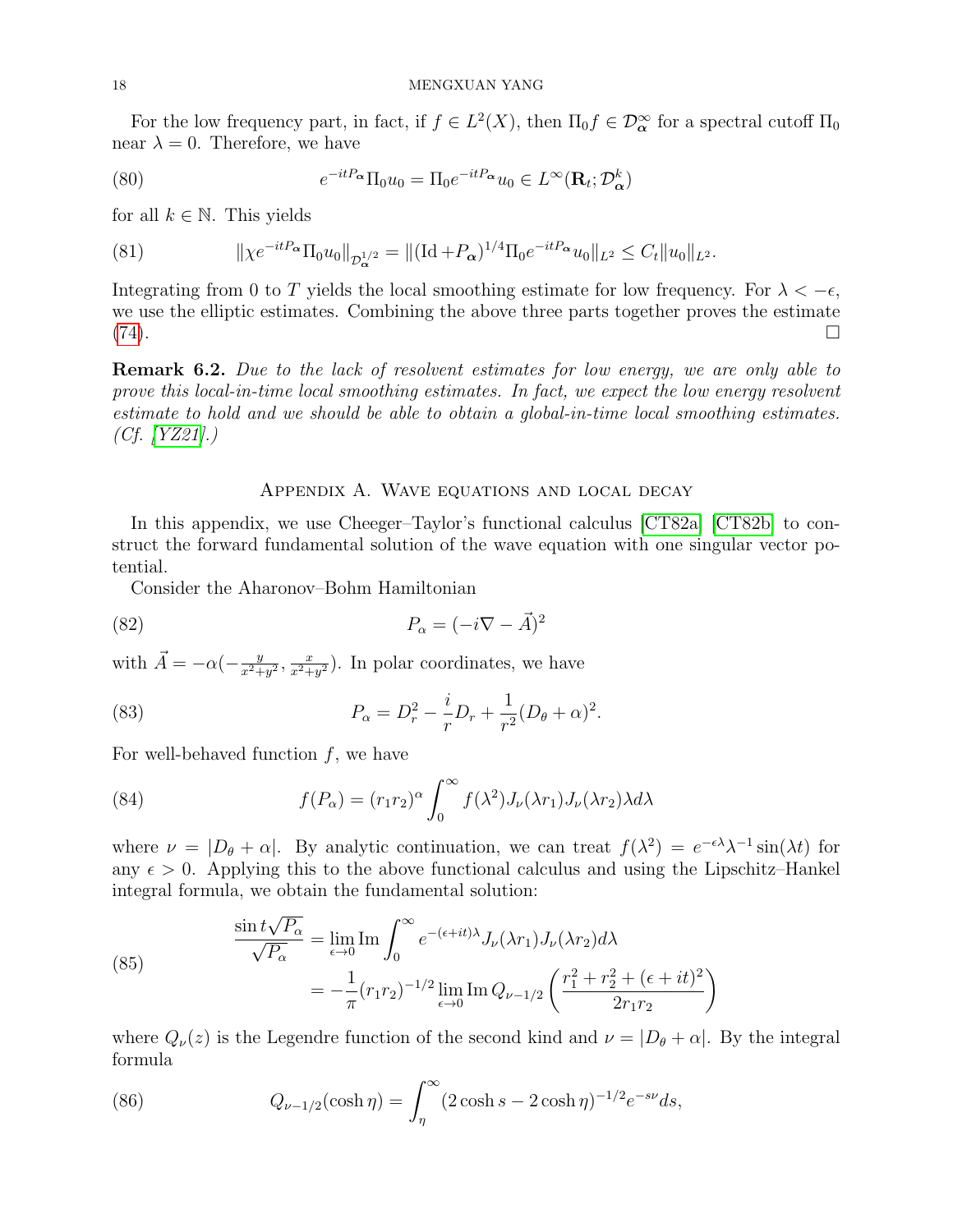For the low frequency part, in fact, if $f \in L^2(X)$, then $\Pi_0 f \in \mathcal{D}^\infty_{\boldsymbol{\alpha}}$ for a spectral cutoff $\Pi_0$ near $\lambda = 0$. Therefore, we have

$$e^{-itP_{\boldsymbol{\alpha}}}\Pi_0 u_0 = \Pi_0 e^{-itP_{\boldsymbol{\alpha}}} u_0 \in L^\infty(\mathbf{R}_t; \mathcal{D}^k_{\boldsymbol{\alpha}}) \tag{80}$$

for all $k \in \mathbb{N}$. This yields

$$\|\chi e^{-itP_{\boldsymbol{\alpha}}}\Pi_0 u_0\|_{\mathcal{D}^{1/2}_{\boldsymbol{\alpha}}} = \|(\mathrm{Id} + P_{\boldsymbol{\alpha}})^{1/4}\Pi_0 e^{-itP_{\boldsymbol{\alpha}}} u_0\|_{L^2} \leq C_t \|u_0\|_{L^2}. \tag{81}$$

Integrating from 0 to $T$ yields the local smoothing estimate for low frequency. For $\lambda < -\epsilon$, we use the elliptic estimates. Combining the above three parts together proves the estimate (74). $\square$

**Remark 6.2.** *Due to the lack of resolvent estimates for low energy, we are only able to prove this local-in-time local smoothing estimates. In fact, we expect the low energy resolvent estimate to hold and we should be able to obtain a global-in-time local smoothing estimates. (Cf. [YZ21].)*

## Appendix A. Wave equations and local decay

In this appendix, we use Cheeger–Taylor's functional calculus [CT82a] [CT82b] to construct the forward fundamental solution of the wave equation with one singular vector potential.

Consider the Aharonov–Bohm Hamiltonian

$$P_\alpha = (-i\nabla - \vec{A})^2 \tag{82}$$

with $\vec{A} = -\alpha(-\frac{y}{x^2+y^2}, \frac{x}{x^2+y^2})$. In polar coordinates, we have

$$P_\alpha = D_r^2 - \frac{i}{r}D_r + \frac{1}{r^2}(D_\theta + \alpha)^2. \tag{83}$$

For well-behaved function $f$, we have

$$f(P_\alpha) = (r_1 r_2)^\alpha \int_0^\infty f(\lambda^2) J_\nu(\lambda r_1) J_\nu(\lambda r_2) \lambda d\lambda \tag{84}$$

where $\nu = |D_\theta + \alpha|$. By analytic continuation, we can treat $f(\lambda^2) = e^{-\epsilon\lambda}\lambda^{-1}\sin(\lambda t)$ for any $\epsilon > 0$. Applying this to the above functional calculus and using the Lipschitz–Hankel integral formula, we obtain the fundamental solution:

$$\begin{aligned}
\frac{\sin t\sqrt{P_\alpha}}{\sqrt{P_\alpha}} &= \lim_{\epsilon \to 0} \mathrm{Im} \int_0^\infty e^{-(\epsilon + it)\lambda} J_\nu(\lambda r_1) J_\nu(\lambda r_2) d\lambda \\
&= -\frac{1}{\pi}(r_1 r_2)^{-1/2} \lim_{\epsilon \to 0} \mathrm{Im}\, Q_{\nu - 1/2}\left(\frac{r_1^2 + r_2^2 + (\epsilon + it)^2}{2 r_1 r_2}\right)
\end{aligned} \tag{85}$$

where $Q_\nu(z)$ is the Legendre function of the second kind and $\nu = |D_\theta + \alpha|$. By the integral formula

$$Q_{\nu - 1/2}(\cosh \eta) = \int_\eta^\infty (2\cosh s - 2\cosh \eta)^{-1/2} e^{-s\nu} ds, \tag{86}$$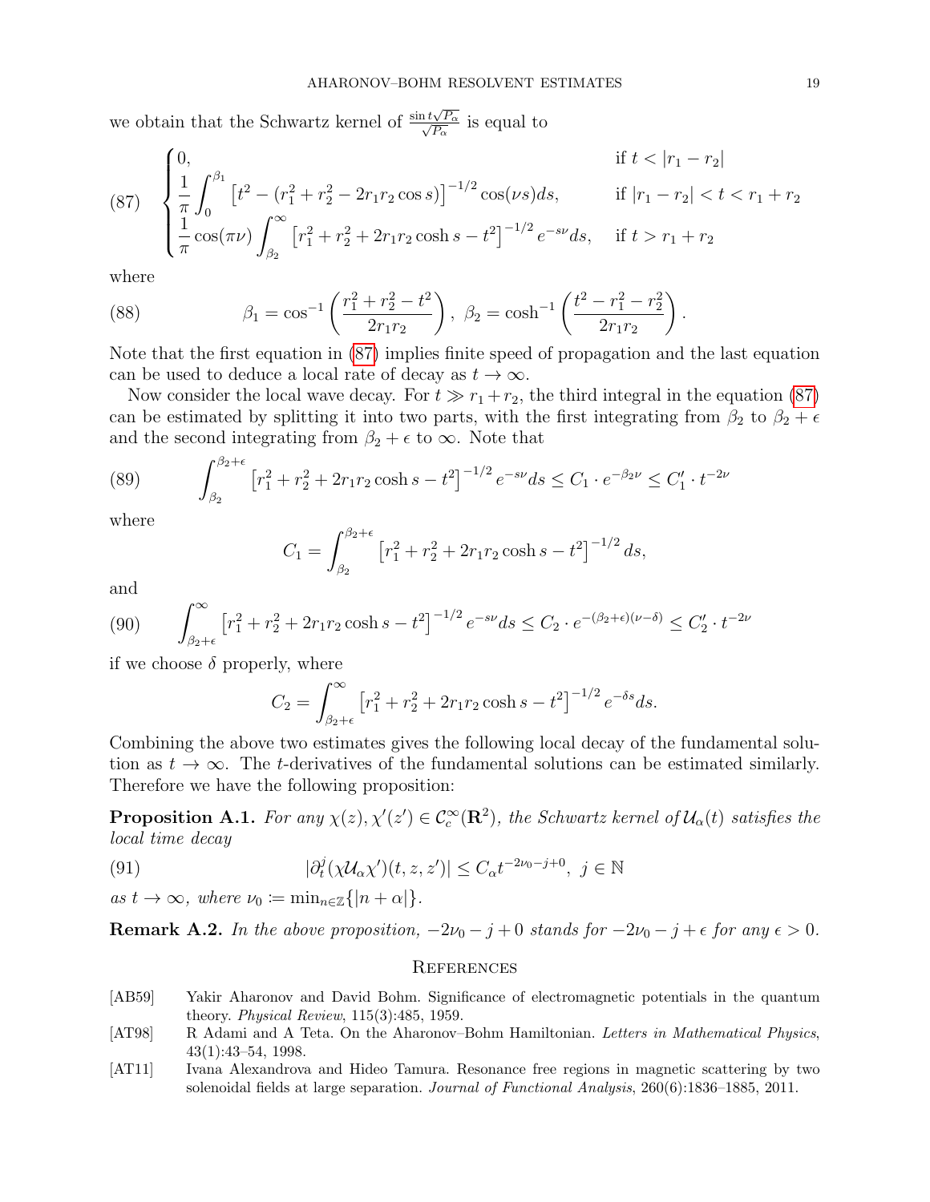we obtain that the Schwartz kernel of $\frac{\sin t\sqrt{P_\alpha}}{\sqrt{P_\alpha}}$ is equal to

$$
\begin{cases}
0, & \text{if } t < |r_1 - r_2| \\
\dfrac{1}{\pi}\displaystyle\int_0^{\beta_1} \left[t^2 - (r_1^2 + r_2^2 - 2r_1 r_2 \cos s)\right]^{-1/2} \cos(\nu s) ds, & \text{if } |r_1 - r_2| < t < r_1 + r_2 \\
\dfrac{1}{\pi}\cos(\pi\nu)\displaystyle\int_{\beta_2}^{\infty} \left[r_1^2 + r_2^2 + 2r_1 r_2 \cosh s - t^2\right]^{-1/2} e^{-s\nu} ds, & \text{if } t > r_1 + r_2
\end{cases}
\tag{87}
$$

where

$$
\beta_1 = \cos^{-1}\left(\frac{r_1^2 + r_2^2 - t^2}{2r_1 r_2}\right),\ \beta_2 = \cosh^{-1}\left(\frac{t^2 - r_1^2 - r_2^2}{2r_1 r_2}\right). \tag{88}
$$

Note that the first equation in (87) implies finite speed of propagation and the last equation can be used to deduce a local rate of decay as $t \to \infty$.

Now consider the local wave decay. For $t \gg r_1 + r_2$, the third integral in the equation (87) can be estimated by splitting it into two parts, with the first integrating from $\beta_2$ to $\beta_2 + \epsilon$ and the second integrating from $\beta_2 + \epsilon$ to $\infty$. Note that

$$
\int_{\beta_2}^{\beta_2+\epsilon} \left[r_1^2 + r_2^2 + 2r_1 r_2 \cosh s - t^2\right]^{-1/2} e^{-s\nu} ds \le C_1 \cdot e^{-\beta_2 \nu} \le C_1' \cdot t^{-2\nu} \tag{89}
$$

where

$$
C_1 = \int_{\beta_2}^{\beta_2+\epsilon} \left[r_1^2 + r_2^2 + 2r_1 r_2 \cosh s - t^2\right]^{-1/2} ds,
$$

and

$$
\int_{\beta_2+\epsilon}^{\infty} \left[r_1^2 + r_2^2 + 2r_1 r_2 \cosh s - t^2\right]^{-1/2} e^{-s\nu} ds \le C_2 \cdot e^{-(\beta_2+\epsilon)(\nu-\delta)} \le C_2' \cdot t^{-2\nu} \tag{90}
$$

if we choose $\delta$ properly, where

$$
C_2 = \int_{\beta_2+\epsilon}^{\infty} \left[r_1^2 + r_2^2 + 2r_1 r_2 \cosh s - t^2\right]^{-1/2} e^{-\delta s} ds.
$$

Combining the above two estimates gives the following local decay of the fundamental solution as $t \to \infty$. The $t$-derivatives of the fundamental solutions can be estimated similarly. Therefore we have the following proposition:

**Proposition A.1.** *For any $\chi(z), \chi'(z') \in \mathcal{C}_c^\infty(\mathbf{R}^2)$, the Schwartz kernel of $\mathcal{U}_\alpha(t)$ satisfies the local time decay*

$$
|\partial_t^j (\chi \mathcal{U}_\alpha \chi')(t, z, z')| \le C_\alpha t^{-2\nu_0 - j + 0},\ j \in \mathbb{N} \tag{91}
$$

*as $t \to \infty$, where $\nu_0 \coloneqq \min_{n \in \mathbb{Z}}\{|n + \alpha|\}$.*

**Remark A.2.** *In the above proposition, $-2\nu_0 - j + 0$ stands for $-2\nu_0 - j + \epsilon$ for any $\epsilon > 0$.*

## References

[AB59] Yakir Aharonov and David Bohm. Significance of electromagnetic potentials in the quantum theory. *Physical Review*, 115(3):485, 1959.

[AT98] R Adami and A Teta. On the Aharonov–Bohm Hamiltonian. *Letters in Mathematical Physics*, 43(1):43–54, 1998.

[AT11] Ivana Alexandrova and Hideo Tamura. Resonance free regions in magnetic scattering by two solenoidal fields at large separation. *Journal of Functional Analysis*, 260(6):1836–1885, 2011.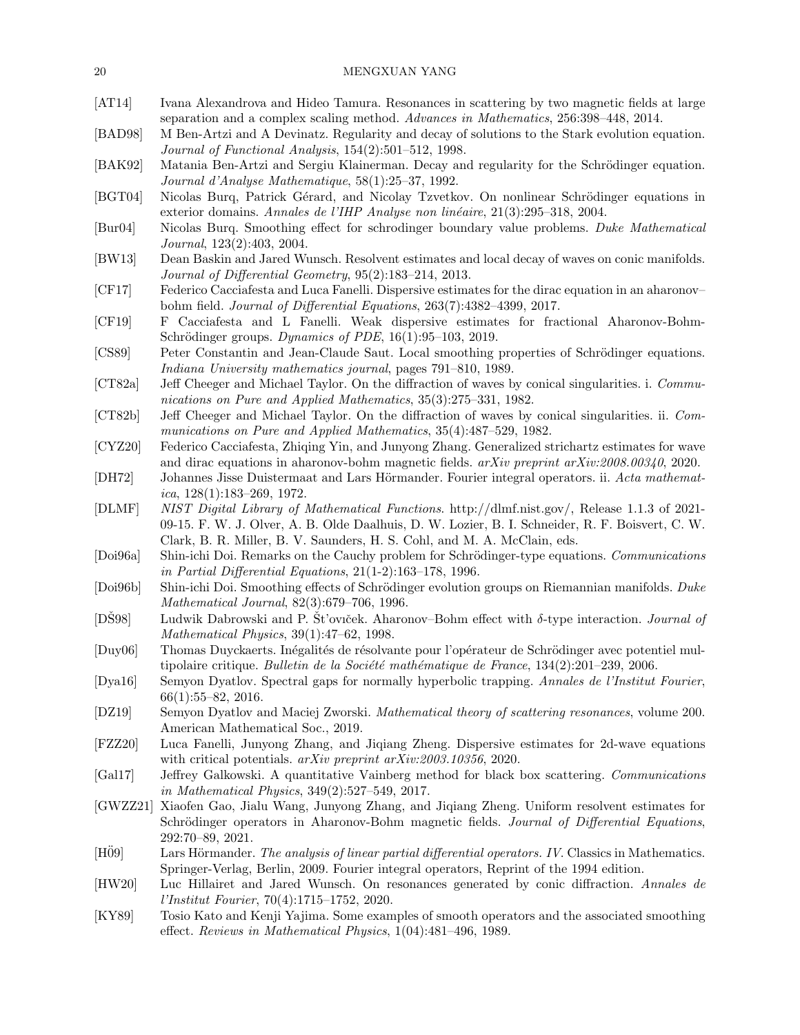[AT14] Ivana Alexandrova and Hideo Tamura. Resonances in scattering by two magnetic fields at large separation and a complex scaling method. *Advances in Mathematics*, 256:398–448, 2014.

[BAD98] M Ben-Artzi and A Devinatz. Regularity and decay of solutions to the Stark evolution equation. *Journal of Functional Analysis*, 154(2):501–512, 1998.

[BAK92] Matania Ben-Artzi and Sergiu Klainerman. Decay and regularity for the Schrödinger equation. *Journal d'Analyse Mathematique*, 58(1):25–37, 1992.

[BGT04] Nicolas Burq, Patrick Gérard, and Nicolay Tzvetkov. On nonlinear Schrödinger equations in exterior domains. *Annales de l'IHP Analyse non linéaire*, 21(3):295–318, 2004.

[Bur04] Nicolas Burq. Smoothing effect for schrodinger boundary value problems. *Duke Mathematical Journal*, 123(2):403, 2004.

[BW13] Dean Baskin and Jared Wunsch. Resolvent estimates and local decay of waves on conic manifolds. *Journal of Differential Geometry*, 95(2):183–214, 2013.

[CF17] Federico Cacciafesta and Luca Fanelli. Dispersive estimates for the dirac equation in an aharonov–bohm field. *Journal of Differential Equations*, 263(7):4382–4399, 2017.

[CF19] F Cacciafesta and L Fanelli. Weak dispersive estimates for fractional Aharonov-Bohm-Schrödinger groups. *Dynamics of PDE*, 16(1):95–103, 2019.

[CS89] Peter Constantin and Jean-Claude Saut. Local smoothing properties of Schrödinger equations. *Indiana University mathematics journal*, pages 791–810, 1989.

[CT82a] Jeff Cheeger and Michael Taylor. On the diffraction of waves by conical singularities. i. *Communications on Pure and Applied Mathematics*, 35(3):275–331, 1982.

[CT82b] Jeff Cheeger and Michael Taylor. On the diffraction of waves by conical singularities. ii. *Communications on Pure and Applied Mathematics*, 35(4):487–529, 1982.

[CYZ20] Federico Cacciafesta, Zhiqing Yin, and Junyong Zhang. Generalized strichartz estimates for wave and dirac equations in aharonov-bohm magnetic fields. *arXiv preprint arXiv:2008.00340*, 2020.

[DH72] Johannes Jisse Duistermaat and Lars Hörmander. Fourier integral operators. ii. *Acta mathematica*, 128(1):183–269, 1972.

[DLMF] *NIST Digital Library of Mathematical Functions*. http://dlmf.nist.gov/, Release 1.1.3 of 2021-09-15. F. W. J. Olver, A. B. Olde Daalhuis, D. W. Lozier, B. I. Schneider, R. F. Boisvert, C. W. Clark, B. R. Miller, B. V. Saunders, H. S. Cohl, and M. A. McClain, eds.

[Doi96a] Shin-ichi Doi. Remarks on the Cauchy problem for Schrödinger-type equations. *Communications in Partial Differential Equations*, 21(1-2):163–178, 1996.

[Doi96b] Shin-ichi Doi. Smoothing effects of Schrödinger evolution groups on Riemannian manifolds. *Duke Mathematical Journal*, 82(3):679–706, 1996.

[DŠ98] Ludwik Dabrowski and P. Šťovíček. Aharonov–Bohm effect with $\delta$-type interaction. *Journal of Mathematical Physics*, 39(1):47–62, 1998.

[Duy06] Thomas Duyckaerts. Inégalités de résolvante pour l'opérateur de Schrödinger avec potentiel multipolaire critique. *Bulletin de la Société mathématique de France*, 134(2):201–239, 2006.

[Dya16] Semyon Dyatlov. Spectral gaps for normally hyperbolic trapping. *Annales de l'Institut Fourier*, 66(1):55–82, 2016.

[DZ19] Semyon Dyatlov and Maciej Zworski. *Mathematical theory of scattering resonances*, volume 200. American Mathematical Soc., 2019.

[FZZ20] Luca Fanelli, Junyong Zhang, and Jiqiang Zheng. Dispersive estimates for 2d-wave equations with critical potentials. *arXiv preprint arXiv:2003.10356*, 2020.

[Gal17] Jeffrey Galkowski. A quantitative Vainberg method for black box scattering. *Communications in Mathematical Physics*, 349(2):527–549, 2017.

[GWZZ21] Xiaofen Gao, Jialu Wang, Junyong Zhang, and Jiqiang Zheng. Uniform resolvent estimates for Schrödinger operators in Aharonov-Bohm magnetic fields. *Journal of Differential Equations*, 292:70–89, 2021.

[Hö09] Lars Hörmander. *The analysis of linear partial differential operators. IV*. Classics in Mathematics. Springer-Verlag, Berlin, 2009. Fourier integral operators, Reprint of the 1994 edition.

[HW20] Luc Hillairet and Jared Wunsch. On resonances generated by conic diffraction. *Annales de l'Institut Fourier*, 70(4):1715–1752, 2020.

[KY89] Tosio Kato and Kenji Yajima. Some examples of smooth operators and the associated smoothing effect. *Reviews in Mathematical Physics*, 1(04):481–496, 1989.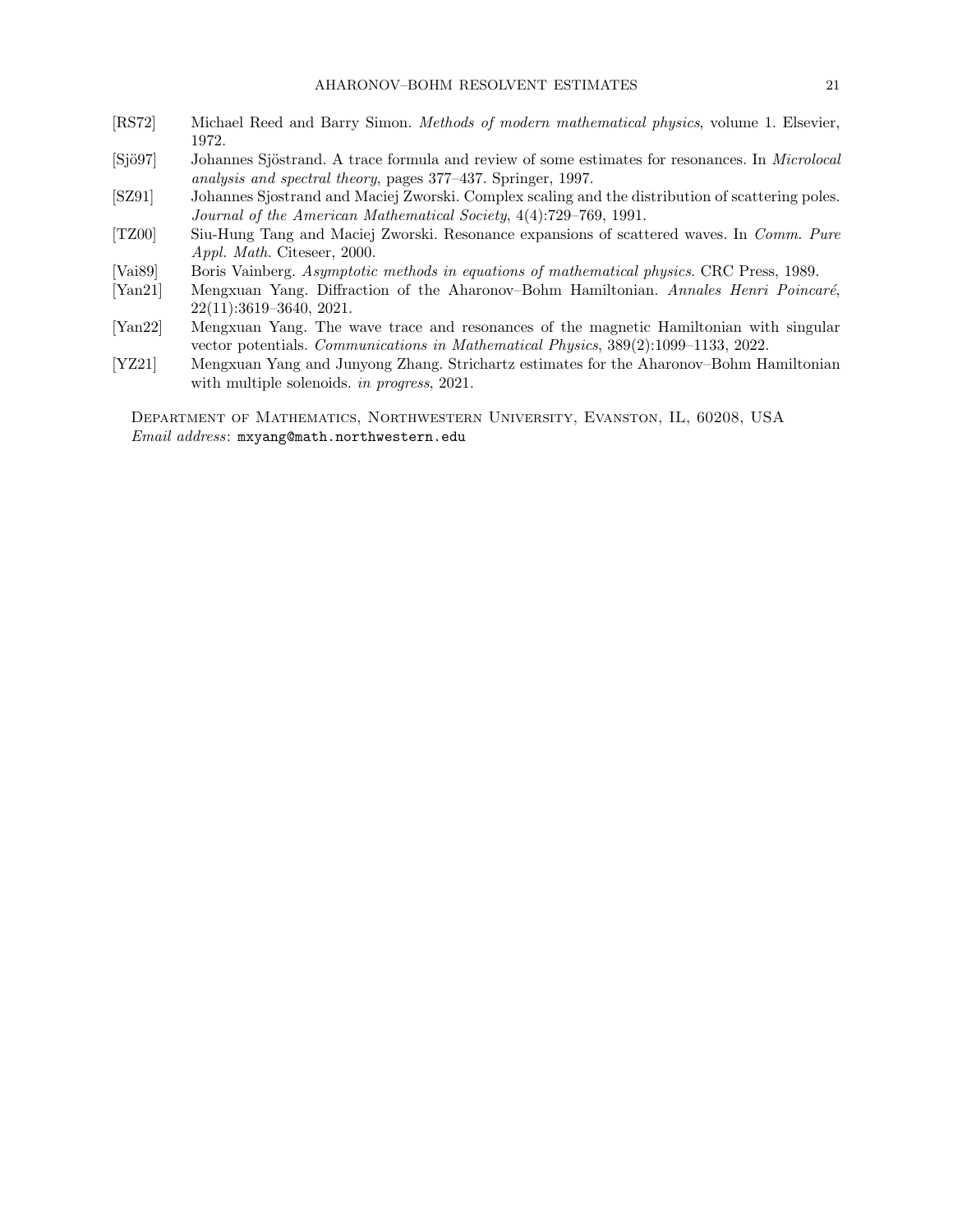[RS72] Michael Reed and Barry Simon. *Methods of modern mathematical physics*, volume 1. Elsevier, 1972.

[Sjö97] Johannes Sjöstrand. A trace formula and review of some estimates for resonances. In *Microlocal analysis and spectral theory*, pages 377–437. Springer, 1997.

[SZ91] Johannes Sjostrand and Maciej Zworski. Complex scaling and the distribution of scattering poles. *Journal of the American Mathematical Society*, 4(4):729–769, 1991.

[TZ00] Siu-Hung Tang and Maciej Zworski. Resonance expansions of scattered waves. In *Comm. Pure Appl. Math*. Citeseer, 2000.

[Vai89] Boris Vainberg. *Asymptotic methods in equations of mathematical physics*. CRC Press, 1989.

[Yan21] Mengxuan Yang. Diffraction of the Aharonov–Bohm Hamiltonian. *Annales Henri Poincaré*, 22(11):3619–3640, 2021.

[Yan22] Mengxuan Yang. The wave trace and resonances of the magnetic Hamiltonian with singular vector potentials. *Communications in Mathematical Physics*, 389(2):1099–1133, 2022.

[YZ21] Mengxuan Yang and Junyong Zhang. Strichartz estimates for the Aharonov–Bohm Hamiltonian with multiple solenoids. *in progress*, 2021.

Department of Mathematics, Northwestern University, Evanston, IL, 60208, USA
*Email address*: mxyang@math.northwestern.edu